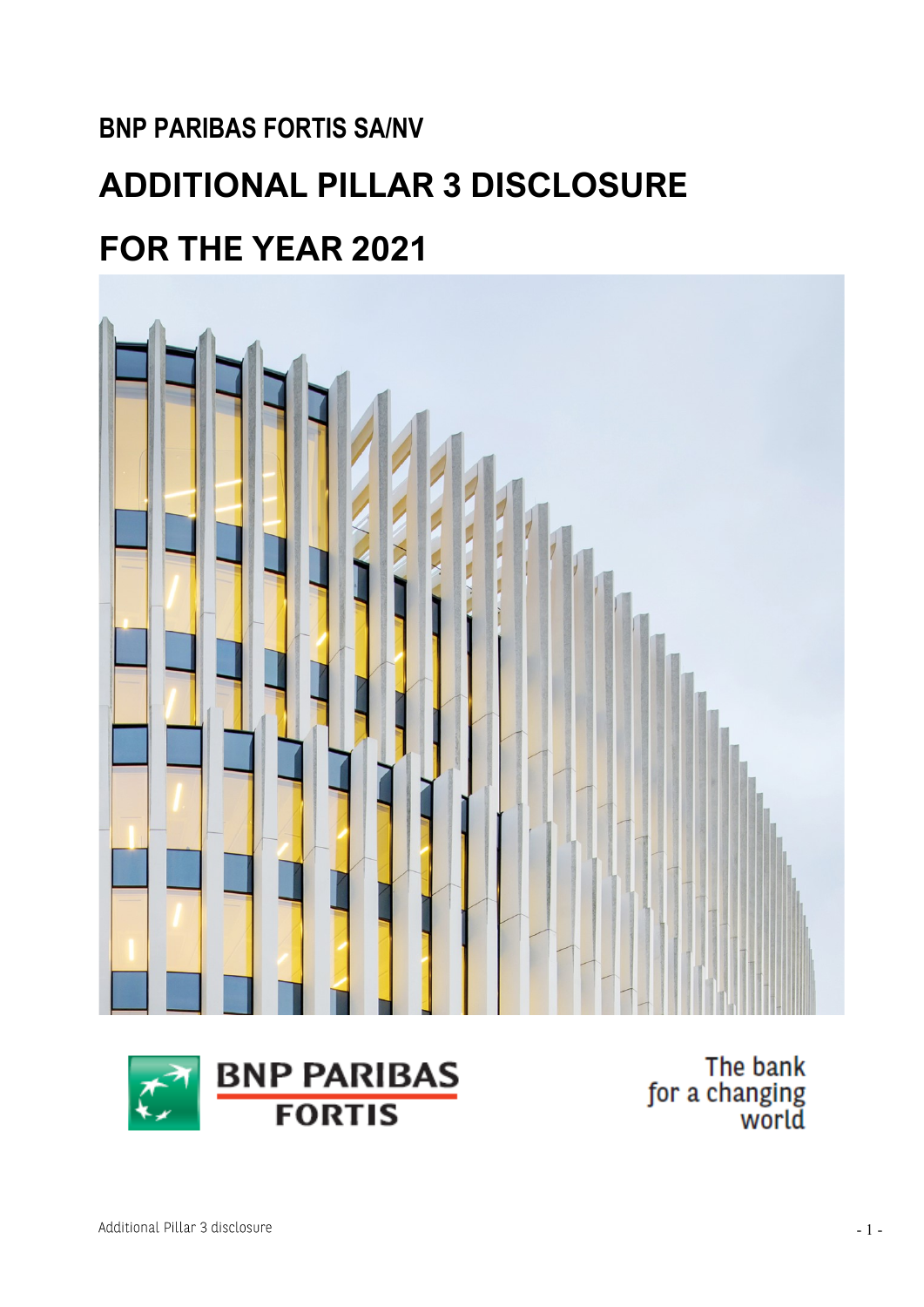# BNP PARIBAS FORTIS SA/NV

# ADDITIONAL PILLAR 3 DISCLOSURE

# FOR THE YEAR 2021

BNP PARIBAS FORTIS

The bank for a changing world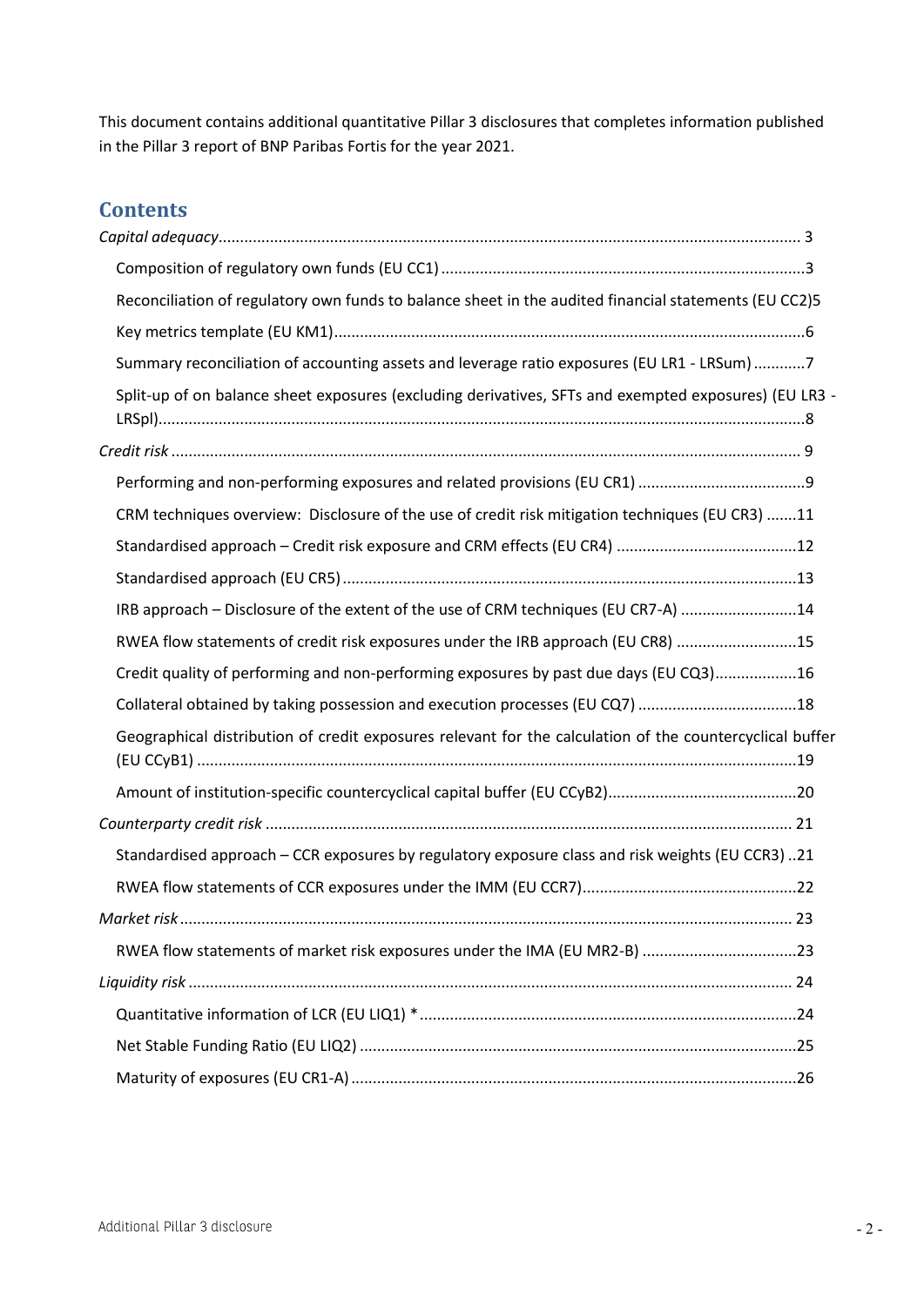This document contains additional quantitative Pillar 3 disclosures that completes information published in the Pillar 3 report of BNP Paribas Fortis for the year 2021.

## Contents

*Capital adequacy* ........................................................................................................................ 3

- Composition of regulatory own funds (EU CC1) ....................................................................................3
- Reconciliation of regulatory own funds to balance sheet in the audited financial statements (EU CC2)5
- Key metrics template (EU KM1)............................................................................................................6
- Summary reconciliation of accounting assets and leverage ratio exposures (EU LR1 - LRSum) ............7
- Split-up of on balance sheet exposures (excluding derivatives, SFTs and exempted exposures) (EU LR3 - LRSpl)........................................................................................................................................8

*Credit risk* ................................................................................................................................... 9

- Performing and non-performing exposures and related provisions (EU CR1) .......................................9
- CRM techniques overview: Disclosure of the use of credit risk mitigation techniques (EU CR3) .......11
- Standardised approach – Credit risk exposure and CRM effects (EU CR4) ..........................................12
- Standardised approach (EU CR5).........................................................................................................13
- IRB approach – Disclosure of the extent of the use of CRM techniques (EU CR7-A) ...........................14
- RWEA flow statements of credit risk exposures under the IRB approach (EU CR8) ............................15
- Credit quality of performing and non-performing exposures by past due days (EU CQ3)...................16
- Collateral obtained by taking possession and execution processes (EU CQ7) .....................................18
- Geographical distribution of credit exposures relevant for the calculation of the countercyclical buffer (EU CCyB1) ..........................................................................................................................19
- Amount of institution-specific countercyclical capital buffer (EU CCyB2)............................................20

*Counterparty credit risk* ............................................................................................................ 21

- Standardised approach – CCR exposures by regulatory exposure class and risk weights (EU CCR3) ..21
- RWEA flow statements of CCR exposures under the IMM (EU CCR7)..................................................22

*Market risk* ............................................................................................................................... 23

- RWEA flow statements of market risk exposures under the IMA (EU MR2-B) ....................................23

*Liquidity risk* ............................................................................................................................. 24

- Quantitative information of LCR (EU LIQ1) * .......................................................................................24
- Net Stable Funding Ratio (EU LIQ2) .....................................................................................................25
- Maturity of exposures (EU CR1-A) .......................................................................................................26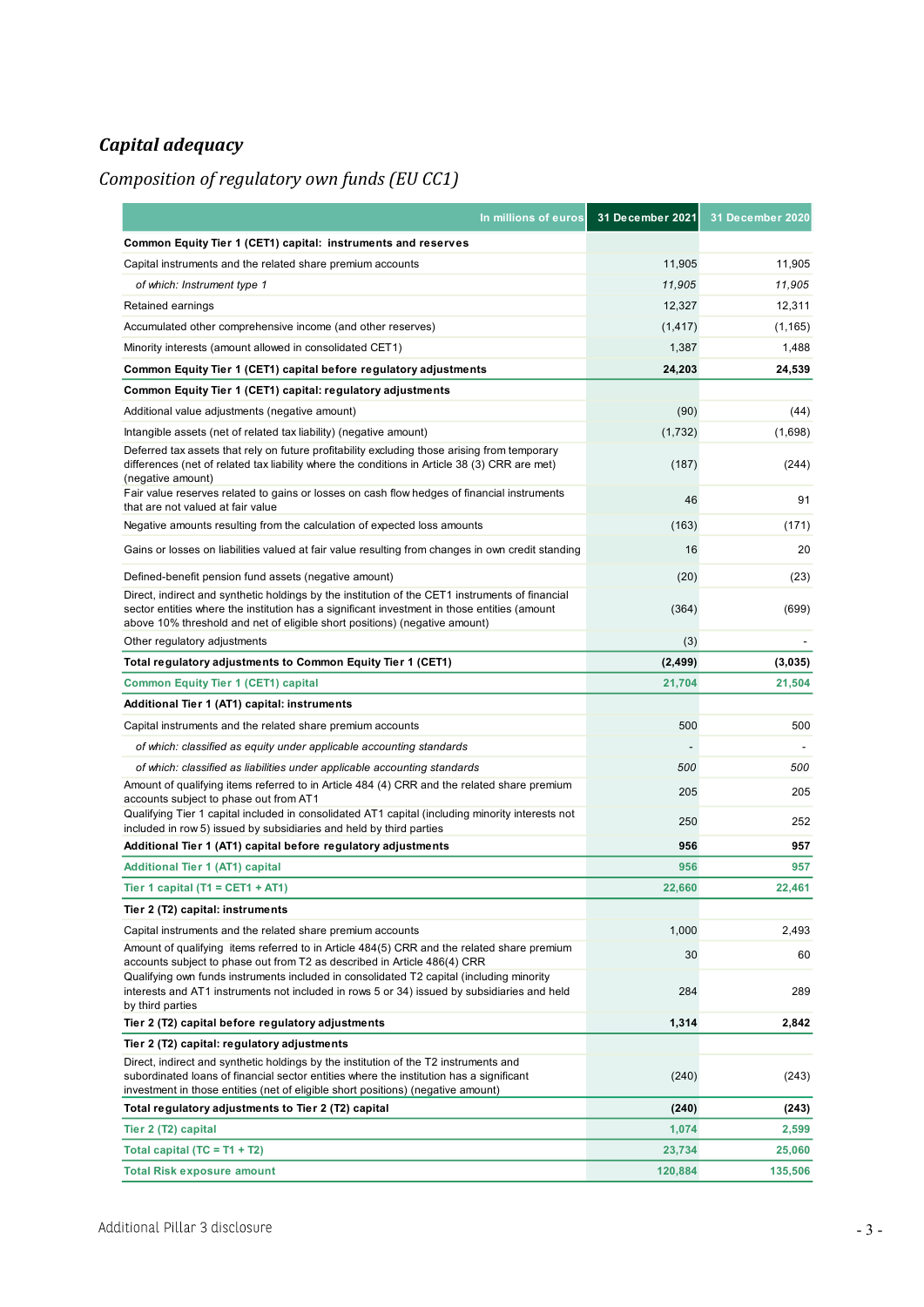## *Capital adequacy*

### *Composition of regulatory own funds (EU CC1)*

| In millions of euros | 31 December 2021 | 31 December 2020 |
|---|---|---|
| **Common Equity Tier 1 (CET1) capital: instruments and reserves** | | |
| Capital instruments and the related share premium accounts | 11,905 | 11,905 |
| *of which: Instrument type 1* | *11,905* | *11,905* |
| Retained earnings | 12,327 | 12,311 |
| Accumulated other comprehensive income (and other reserves) | (1,417) | (1,165) |
| Minority interests (amount allowed in consolidated CET1) | 1,387 | 1,488 |
| **Common Equity Tier 1 (CET1) capital before regulatory adjustments** | **24,203** | **24,539** |
| **Common Equity Tier 1 (CET1) capital: regulatory adjustments** | | |
| Additional value adjustments (negative amount) | (90) | (44) |
| Intangible assets (net of related tax liability) (negative amount) | (1,732) | (1,698) |
| Deferred tax assets that rely on future profitability excluding those arising from temporary differences (net of related tax liability where the conditions in Article 38 (3) CRR are met) (negative amount) | (187) | (244) |
| Fair value reserves related to gains or losses on cash flow hedges of financial instruments that are not valued at fair value | 46 | 91 |
| Negative amounts resulting from the calculation of expected loss amounts | (163) | (171) |
| Gains or losses on liabilities valued at fair value resulting from changes in own credit standing | 16 | 20 |
| Defined-benefit pension fund assets (negative amount) | (20) | (23) |
| Direct, indirect and synthetic holdings by the institution of the CET1 instruments of financial sector entities where the institution has a significant investment in those entities (amount above 10% threshold and net of eligible short positions) (negative amount) | (364) | (699) |
| Other regulatory adjustments | (3) | - |
| **Total regulatory adjustments to Common Equity Tier 1 (CET1)** | **(2,499)** | **(3,035)** |
| **Common Equity Tier 1 (CET1) capital** | **21,704** | **21,504** |
| **Additional Tier 1 (AT1) capital: instruments** | | |
| Capital instruments and the related share premium accounts | 500 | 500 |
| *of which: classified as equity under applicable accounting standards* | - | - |
| *of which: classified as liabilities under applicable accounting standards* | *500* | *500* |
| Amount of qualifying items referred to in Article 484 (4) CRR and the related share premium accounts subject to phase out from AT1 | 205 | 205 |
| Qualifying Tier 1 capital included in consolidated AT1 capital (including minority interests not included in row 5) issued by subsidiaries and held by third parties | 250 | 252 |
| **Additional Tier 1 (AT1) capital before regulatory adjustments** | **956** | **957** |
| **Additional Tier 1 (AT1) capital** | **956** | **957** |
| **Tier 1 capital (T1 = CET1 + AT1)** | **22,660** | **22,461** |
| **Tier 2 (T2) capital: instruments** | | |
| Capital instruments and the related share premium accounts | 1,000 | 2,493 |
| Amount of qualifying items referred to in Article 484(5) CRR and the related share premium accounts subject to phase out from T2 as described in Article 486(4) CRR | 30 | 60 |
| Qualifying own funds instruments included in consolidated T2 capital (including minority interests and AT1 instruments not included in rows 5 or 34) issued by subsidiaries and held by third parties | 284 | 289 |
| **Tier 2 (T2) capital before regulatory adjustments** | **1,314** | **2,842** |
| **Tier 2 (T2) capital: regulatory adjustments** | | |
| Direct, indirect and synthetic holdings by the institution of the T2 instruments and subordinated loans of financial sector entities where the institution has a significant investment in those entities (net of eligible short positions) (negative amount) | (240) | (243) |
| **Total regulatory adjustments to Tier 2 (T2) capital** | **(240)** | **(243)** |
| **Tier 2 (T2) capital** | **1,074** | **2,599** |
| **Total capital (TC = T1 + T2)** | **23,734** | **25,060** |
| **Total Risk exposure amount** | **120,884** | **135,506** |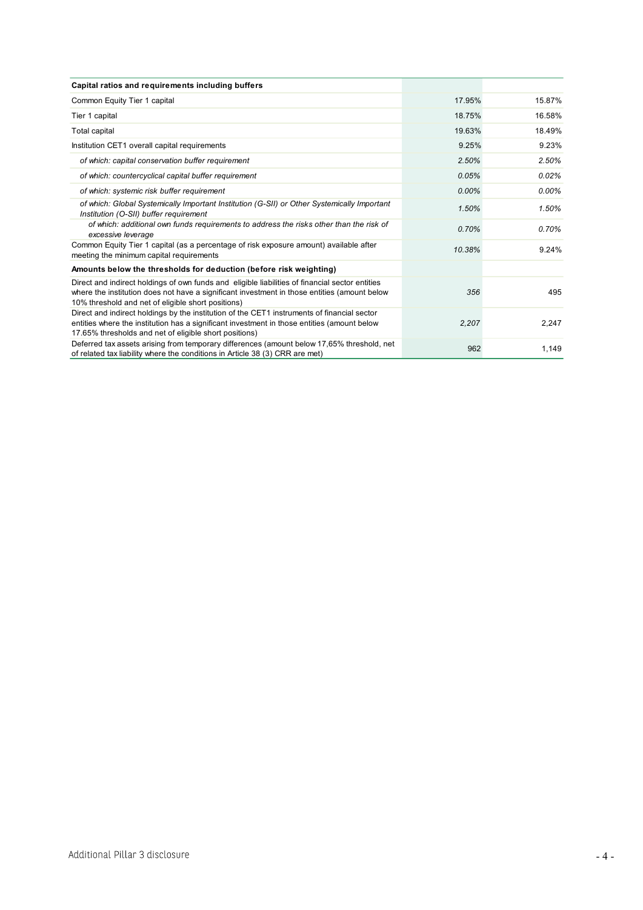| Capital ratios and requirements including buffers | | |
|---|---|---|
| Common Equity Tier 1 capital | 17.95% | 15.87% |
| Tier 1 capital | 18.75% | 16.58% |
| Total capital | 19.63% | 18.49% |
| Institution CET1 overall capital requirements | 9.25% | 9.23% |
| *of which: capital conservation buffer requirement* | *2.50%* | *2.50%* |
| *of which: countercyclical capital buffer requirement* | *0.05%* | *0.02%* |
| *of which: systemic risk buffer requirement* | *0.00%* | *0.00%* |
| *of which: Global Systemically Important Institution (G-SII) or Other Systemically Important Institution (O-SII) buffer requirement* | *1.50%* | *1.50%* |
| *of which: additional own funds requirements to address the risks other than the risk of excessive leverage* | *0.70%* | *0.70%* |
| Common Equity Tier 1 capital (as a percentage of risk exposure amount) available after meeting the minimum capital requirements | *10.38%* | 9.24% |
| **Amounts below the thresholds for deduction (before risk weighting)** | | |
| Direct and indirect holdings of own funds and eligible liabilities of financial sector entities where the institution does not have a significant investment in those entities (amount below 10% threshold and net of eligible short positions) | *356* | 495 |
| Direct and indirect holdings by the institution of the CET1 instruments of financial sector entities where the institution has a significant investment in those entities (amount below 17.65% thresholds and net of eligible short positions) | *2,207* | 2,247 |
| Deferred tax assets arising from temporary differences (amount below 17,65% threshold, net of related tax liability where the conditions in Article 38 (3) CRR are met) | 962 | 1,149 |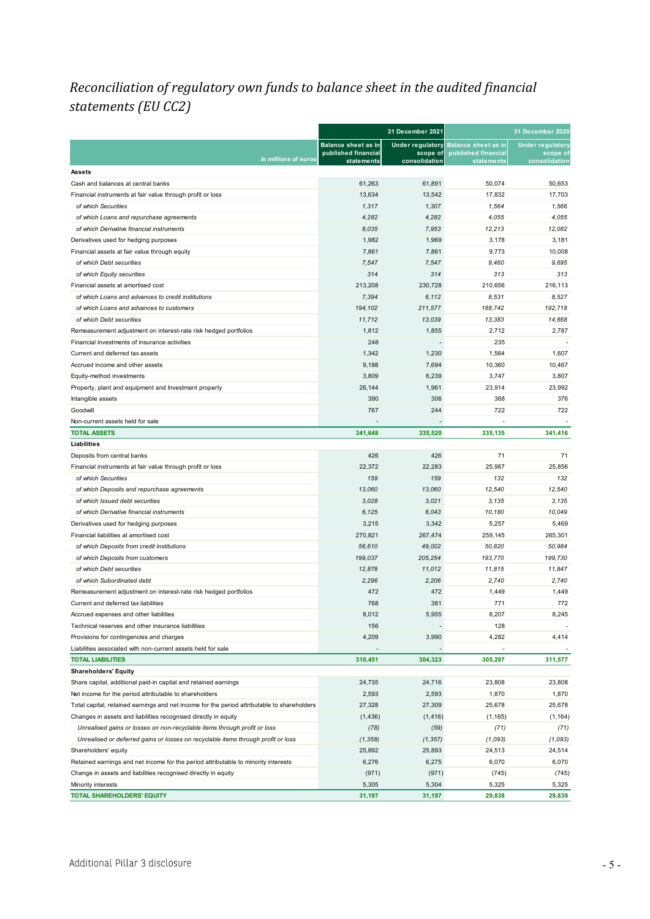## *Reconciliation of regulatory own funds to balance sheet in the audited financial statements (EU CC2)*

| *In millions of euros* | 31 December 2021 | | 31 December 2020 | |
|---|---|---|---|---|
| | Balance sheet as in published financial statements | Under regulatory scope of consolidation | Balance sheet as in published financial statements | Under regulatory scope of consolidation |
| **Assets** | | | | |
| Cash and balances at central banks | 61,263 | 61,891 | 50,074 | 50,653 |
| Financial instruments at fair value through profit or loss | 13,634 | 13,542 | 17,832 | 17,703 |
| *of which Securities* | *1,317* | *1,307* | *1,564* | *1,566* |
| *of which Loans and repurchase agreements* | *4,282* | *4,282* | *4,055* | *4,055* |
| *of which Derivative financial instruments* | *8,035* | *7,953* | *12,213* | *12,082* |
| Derivatives used for hedging purposes | 1,982 | 1,969 | 3,178 | 3,181 |
| Financial assets at fair value through equity | 7,861 | 7,861 | 9,773 | 10,008 |
| *of which Debt securities* | *7,547* | *7,547* | *9,460* | *9,695* |
| *of which Equity securities* | *314* | *314* | *313* | *313* |
| Financial assets at amortised cost | 213,208 | 230,728 | 210,656 | 216,113 |
| *of which Loans and advances to credit institutions* | *7,394* | *6,112* | *8,531* | *8,527* |
| *of which Loans and advances to customers* | *194,102* | *211,577* | *188,742* | *192,718* |
| *of which Debt securities* | *11,712* | *13,039* | *13,383* | *14,868* |
| Remeasurement adjustment on interest-rate risk hedged portfolios | 1,812 | 1,855 | 2,712 | 2,787 |
| Financial investments of insurance activities | 248 | - | 235 | - |
| Current and deferred tax assets | 1,342 | 1,230 | 1,564 | 1,607 |
| Accrued income and other assets | 9,188 | 7,694 | 10,360 | 10,467 |
| Equity-method investments | 3,809 | 6,239 | 3,747 | 3,807 |
| Property, plant and equipment and Investment property | 26,144 | 1,961 | 23,914 | 23,992 |
| Intangible assets | 390 | 306 | 368 | 376 |
| Goodwill | 767 | 244 | 722 | 722 |
| Non-current assets held for sale | - | - | - | - |
| **TOTAL ASSETS** | **341,648** | **335,520** | **335,135** | **341,416** |
| **Liabilities** | | | | |
| Deposits from central banks | 426 | 426 | 71 | 71 |
| Financial instruments at fair value through profit or loss | 22,372 | 22,283 | 25,987 | 25,856 |
| *of which Securities* | *159* | *159* | *132* | *132* |
| *of which Deposits and repurchase agreements* | *13,060* | *13,060* | *12,540* | *12,540* |
| *of which Issued debt securities* | *3,028* | *3,021* | *3,135* | *3,135* |
| *of which Derivative financial instruments* | *6,125* | *6,043* | *10,180* | *10,049* |
| Derivatives used for hedging purposes | 3,215 | 3,342 | 5,257 | 5,469 |
| Financial liabilities at amortised cost | 270,821 | 267,474 | 259,145 | 265,301 |
| *of which Deposits from credit institutions* | *56,610* | *49,002* | *50,820* | *50,984* |
| *of which Deposits from customers* | *199,037* | *205,254* | *193,770* | *199,730* |
| *of which Debt securities* | *12,878* | *11,012* | *11,815* | *11,847* |
| *of which Subordinated debt* | *2,296* | *2,206* | *2,740* | *2,740* |
| Remeasurement adjustment on interest-rate risk hedged portfolios | 472 | 472 | 1,449 | 1,449 |
| Current and deferred tax liabilities | 768 | 381 | 771 | 772 |
| Accrued expenses and other liabilities | 8,012 | 5,955 | 8,207 | 8,245 |
| Technical reserves and other insurance liabilities | 156 | - | 128 | - |
| Provisions for contingencies and charges | 4,209 | 3,990 | 4,282 | 4,414 |
| Liabilities associated with non-current assets held for sale | - | - | - | - |
| **TOTAL LIABILITIES** | **310,451** | **304,323** | **305,297** | **311,577** |
| **Shareholders' Equity** | | | | |
| Share capital, additional paid-in capital and retained earnings | 24,735 | 24,716 | 23,808 | 23,808 |
| Net income for the period attributable to shareholders | 2,593 | 2,593 | 1,870 | 1,870 |
| Total capital, retained earnings and net income for the period attributable to shareholders | 27,328 | 27,309 | 25,678 | 25,678 |
| Changes in assets and liabilities recognised directly in equity | (1,436) | (1,416) | (1,165) | (1,164) |
| *Unrealised gains or losses on non-recyclable items through profit or loss* | *(78)* | *(59)* | *(71)* | *(71)* |
| *Unrealised or deferred gains or losses on recyclable items through profit or loss* | *(1,358)* | *(1,357)* | *(1,093)* | *(1,093)* |
| Shareholders' equity | 25,892 | 25,893 | 24,513 | 24,514 |
| Retained earnings and net income for the period attributable to minority interests | 6,276 | 6,275 | 6,070 | 6,070 |
| Change in assets and liabilities recognised directly in equity | (971) | (971) | (745) | (745) |
| Minority interests | 5,305 | 5,304 | 5,325 | 5,325 |
| **TOTAL SHAREHOLDERS' EQUITY** | **31,197** | **31,197** | **29,838** | **29,839** |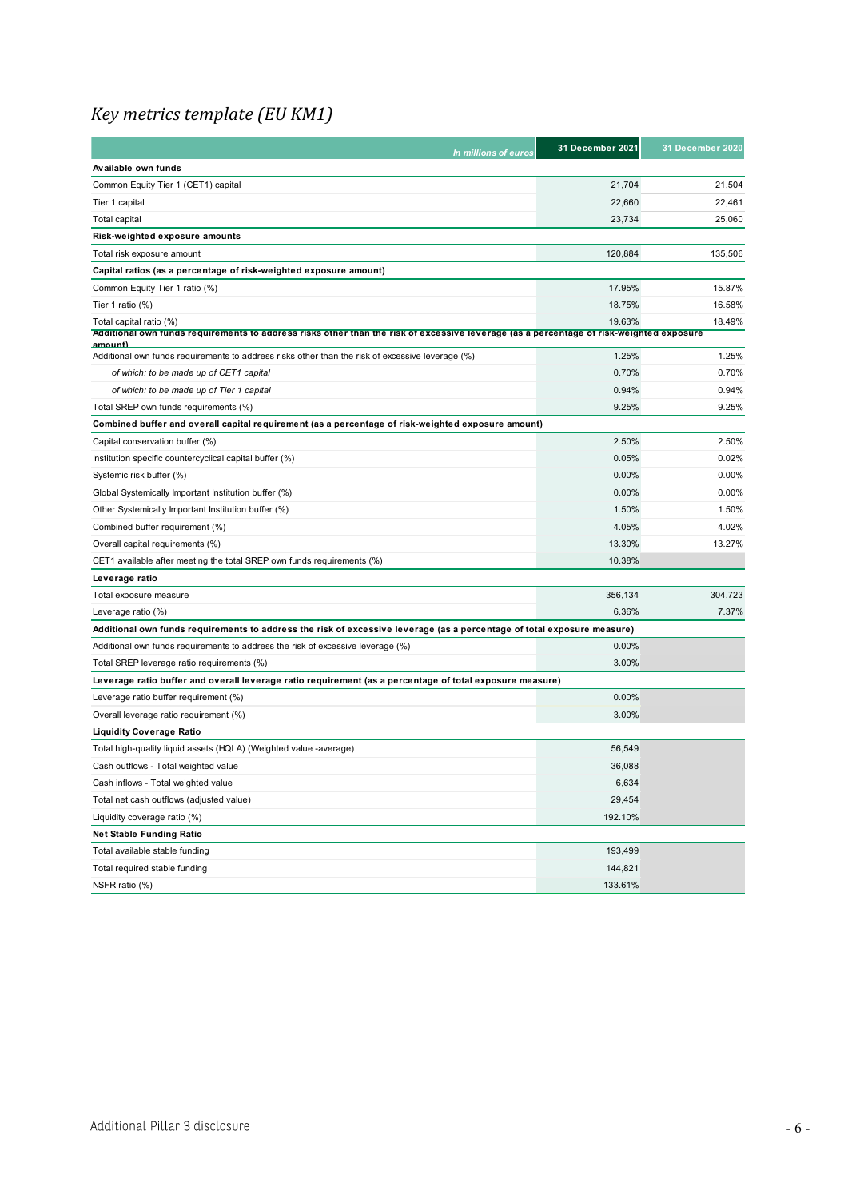# *Key metrics template (EU KM1)*

| *In millions of euros* | 31 December 2021 | 31 December 2020 |
|---|---|---|
| **Available own funds** | | |
| Common Equity Tier 1 (CET1) capital | 21,704 | 21,504 |
| Tier 1 capital | 22,660 | 22,461 |
| Total capital | 23,734 | 25,060 |
| **Risk-weighted exposure amounts** | | |
| Total risk exposure amount | 120,884 | 135,506 |
| **Capital ratios (as a percentage of risk-weighted exposure amount)** | | |
| Common Equity Tier 1 ratio (%) | 17.95% | 15.87% |
| Tier 1 ratio (%) | 18.75% | 16.58% |
| Total capital ratio (%) | 19.63% | 18.49% |
| **Additional own funds requirements to address risks other than the risk of excessive leverage (as a percentage of risk-weighted exposure amount)** | | |
| Additional own funds requirements to address risks other than the risk of excessive leverage (%) | 1.25% | 1.25% |
| *of which: to be made up of CET1 capital* | 0.70% | 0.70% |
| *of which: to be made up of Tier 1 capital* | 0.94% | 0.94% |
| Total SREP own funds requirements (%) | 9.25% | 9.25% |
| **Combined buffer and overall capital requirement (as a percentage of risk-weighted exposure amount)** | | |
| Capital conservation buffer (%) | 2.50% | 2.50% |
| Institution specific countercyclical capital buffer (%) | 0.05% | 0.02% |
| Systemic risk buffer (%) | 0.00% | 0.00% |
| Global Systemically Important Institution buffer (%) | 0.00% | 0.00% |
| Other Systemically Important Institution buffer (%) | 1.50% | 1.50% |
| Combined buffer requirement (%) | 4.05% | 4.02% |
| Overall capital requirements (%) | 13.30% | 13.27% |
| CET1 available after meeting the total SREP own funds requirements (%) | 10.38% | |
| **Leverage ratio** | | |
| Total exposure measure | 356,134 | 304,723 |
| Leverage ratio (%) | 6.36% | 7.37% |
| **Additional own funds requirements to address the risk of excessive leverage (as a percentage of total exposure measure)** | | |
| Additional own funds requirements to address the risk of excessive leverage (%) | 0.00% | |
| Total SREP leverage ratio requirements (%) | 3.00% | |
| **Leverage ratio buffer and overall leverage ratio requirement (as a percentage of total exposure measure)** | | |
| Leverage ratio buffer requirement (%) | 0.00% | |
| Overall leverage ratio requirement (%) | 3.00% | |
| **Liquidity Coverage Ratio** | | |
| Total high-quality liquid assets (HQLA) (Weighted value -average) | 56,549 | |
| Cash outflows - Total weighted value | 36,088 | |
| Cash inflows - Total weighted value | 6,634 | |
| Total net cash outflows (adjusted value) | 29,454 | |
| Liquidity coverage ratio (%) | 192.10% | |
| **Net Stable Funding Ratio** | | |
| Total available stable funding | 193,499 | |
| Total required stable funding | 144,821 | |
| NSFR ratio (%) | 133.61% | |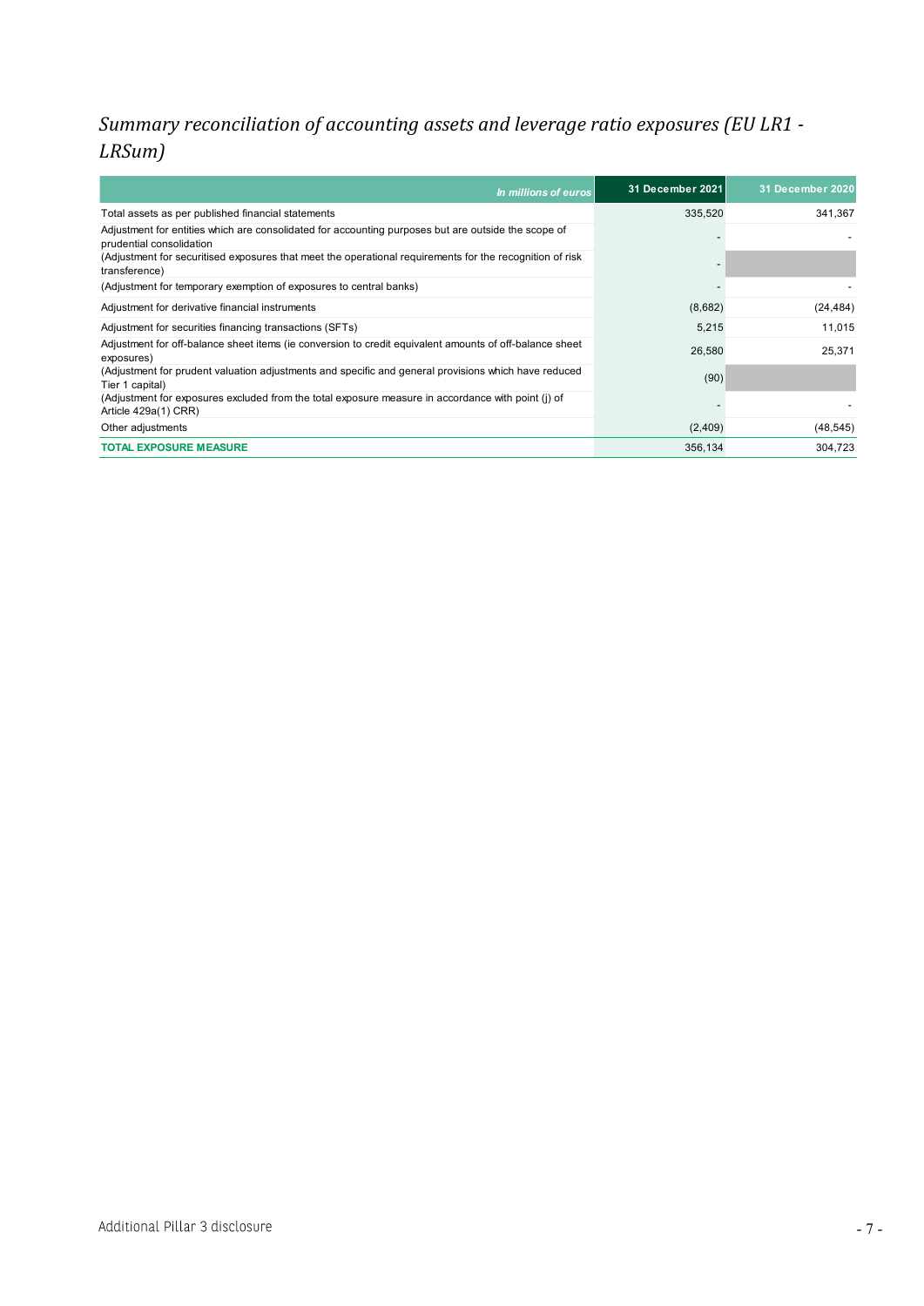## *Summary reconciliation of accounting assets and leverage ratio exposures (EU LR1 - LRSum)*

| *In millions of euros* | 31 December 2021 | 31 December 2020 |
|---|---|---|
| Total assets as per published financial statements | 335,520 | 341,367 |
| Adjustment for entities which are consolidated for accounting purposes but are outside the scope of prudential consolidation | - | - |
| (Adjustment for securitised exposures that meet the operational requirements for the recognition of risk transference) | - | |
| (Adjustment for temporary exemption of exposures to central banks) | - | - |
| Adjustment for derivative financial instruments | (8,682) | (24,484) |
| Adjustment for securities financing transactions (SFTs) | 5,215 | 11,015 |
| Adjustment for off-balance sheet items (ie conversion to credit equivalent amounts of off-balance sheet exposures) | 26,580 | 25,371 |
| (Adjustment for prudent valuation adjustments and specific and general provisions which have reduced Tier 1 capital) | (90) | |
| (Adjustment for exposures excluded from the total exposure measure in accordance with point (j) of Article 429a(1) CRR) | - | - |
| Other adjustments | (2,409) | (48,545) |
| **TOTAL EXPOSURE MEASURE** | 356,134 | 304,723 |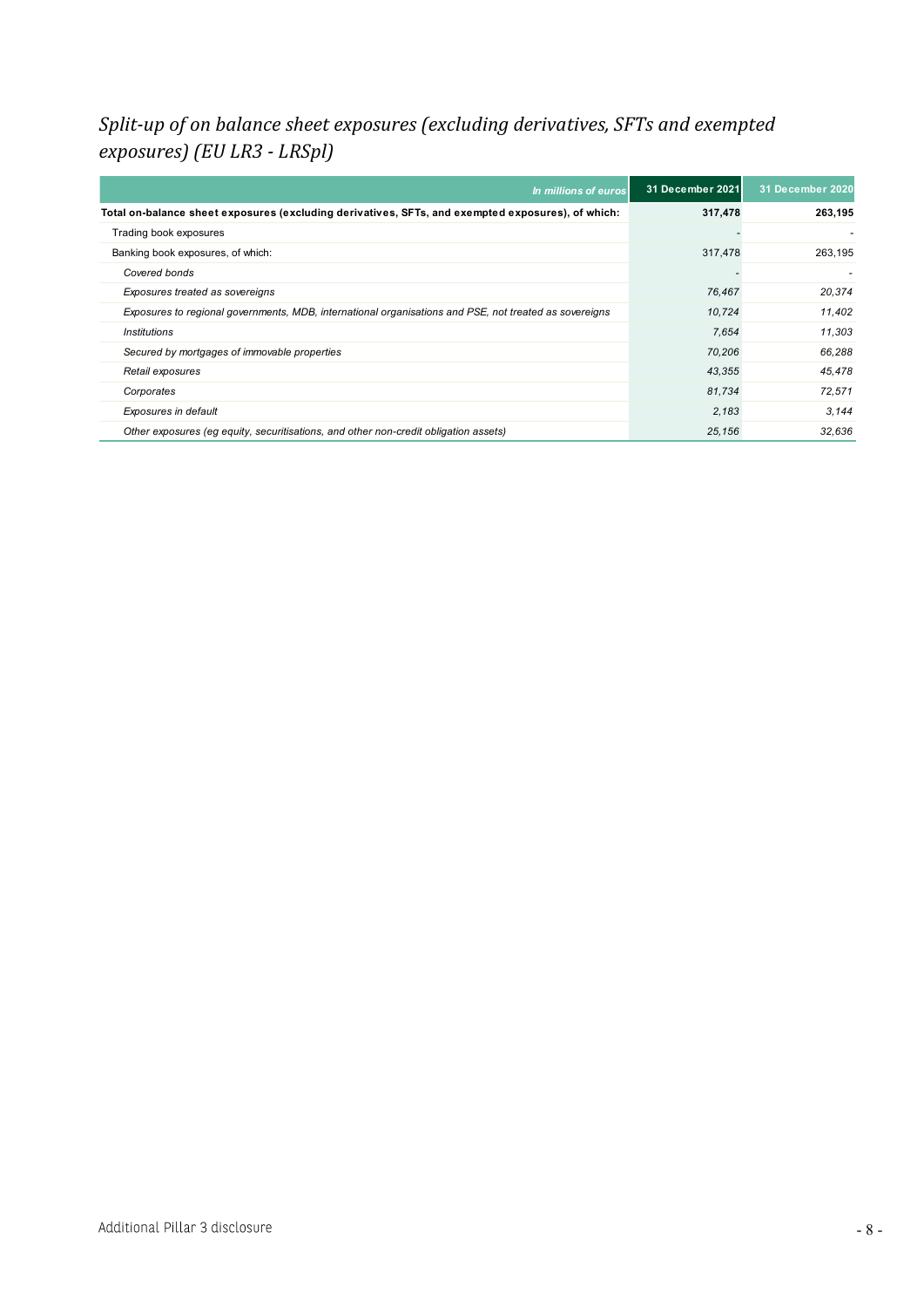## *Split-up of on balance sheet exposures (excluding derivatives, SFTs and exempted exposures) (EU LR3 - LRSpl)*

| *In millions of euros* | 31 December 2021 | 31 December 2020 |
|---|---|---|
| **Total on-balance sheet exposures (excluding derivatives, SFTs, and exempted exposures), of which:** | **317,478** | **263,195** |
| Trading book exposures | - | - |
| Banking book exposures, of which: | 317,478 | 263,195 |
| *Covered bonds* | - | - |
| *Exposures treated as sovereigns* | *76,467* | *20,374* |
| *Exposures to regional governments, MDB, international organisations and PSE, not treated as sovereigns* | *10,724* | *11,402* |
| *Institutions* | *7,654* | *11,303* |
| *Secured by mortgages of immovable properties* | *70,206* | *66,288* |
| *Retail exposures* | *43,355* | *45,478* |
| *Corporates* | *81,734* | *72,571* |
| *Exposures in default* | *2,183* | *3,144* |
| *Other exposures (eg equity, securitisations, and other non-credit obligation assets)* | *25,156* | *32,636* |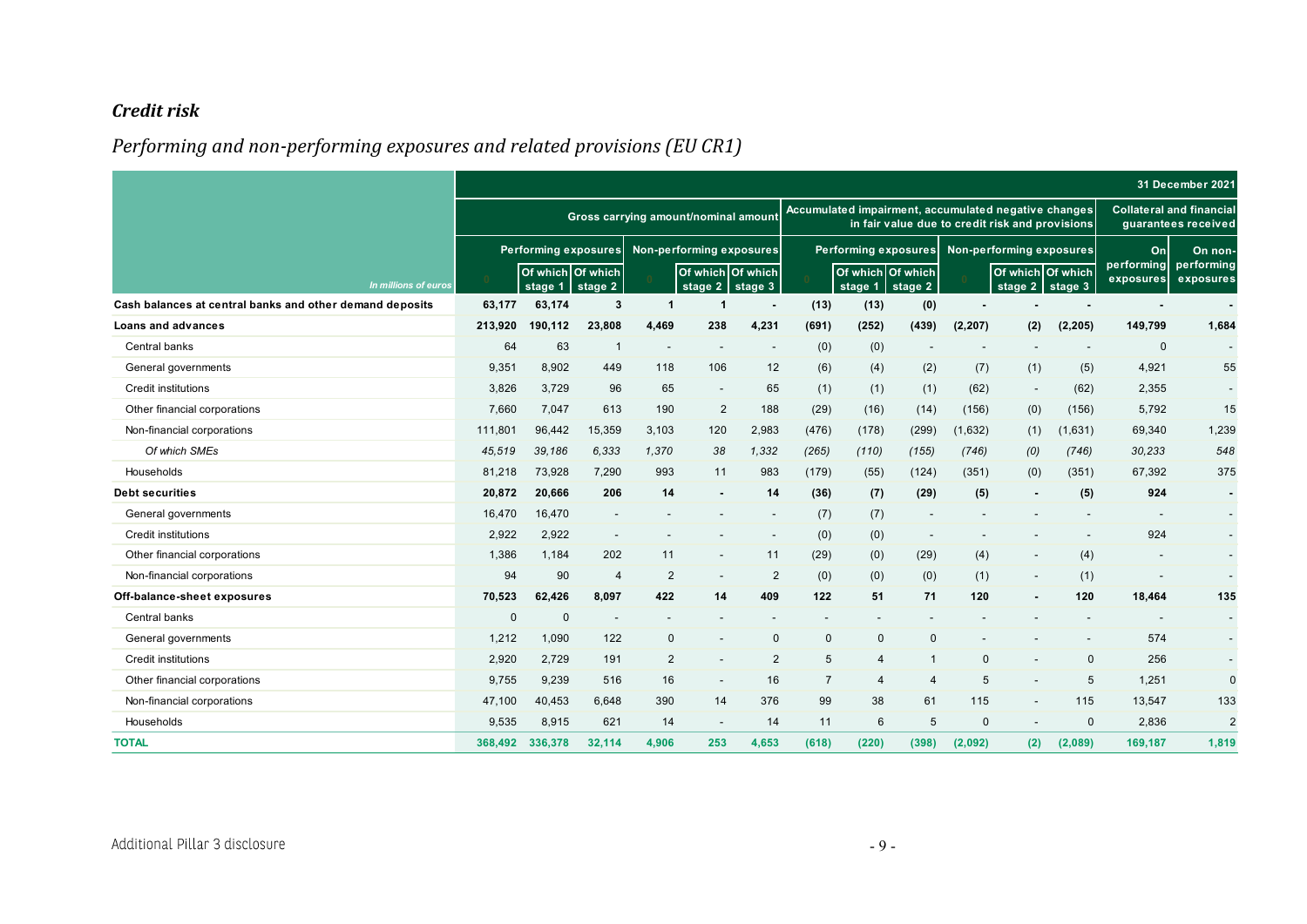## *Credit risk*

## *Performing and non-performing exposures and related provisions (EU CR1)*

| In millions of euros | 31 December 2021 | | | | | | | | | | | | | |
|---|---|---|---|---|---|---|---|---|---|---|---|---|---|---|
| | Gross carrying amount/nominal amount | | | | | | Accumulated impairment, accumulated negative changes in fair value due to credit risk and provisions | | | | | | Collateral and financial guarantees received | |
| | Performing exposures | | | Non-performing exposures | | | Performing exposures | | | Non-performing exposures | | | On performing exposures | On non-performing exposures |
| | 0 | Of which stage 1 | Of which stage 2 | 0 | Of which stage 2 | Of which stage 3 | 0 | Of which stage 1 | Of which stage 2 | 0 | Of which stage 2 | Of which stage 3 | | |
| **Cash balances at central banks and other demand deposits** | **63,177** | **63,174** | **3** | **1** | **1** | **-** | **(13)** | **(13)** | **(0)** | **-** | **-** | **-** | **-** | **-** |
| **Loans and advances** | **213,920** | **190,112** | **23,808** | **4,469** | **238** | **4,231** | **(691)** | **(252)** | **(439)** | **(2,207)** | **(2)** | **(2,205)** | **149,799** | **1,684** |
| Central banks | 64 | 63 | 1 | - | - | - | (0) | (0) | - | - | - | - | 0 | - |
| General governments | 9,351 | 8,902 | 449 | 118 | 106 | 12 | (6) | (4) | (2) | (7) | (1) | (5) | 4,921 | 55 |
| Credit institutions | 3,826 | 3,729 | 96 | 65 | - | 65 | (1) | (1) | (1) | (62) | - | (62) | 2,355 | - |
| Other financial corporations | 7,660 | 7,047 | 613 | 190 | 2 | 188 | (29) | (16) | (14) | (156) | (0) | (156) | 5,792 | 15 |
| Non-financial corporations | 111,801 | 96,442 | 15,359 | 3,103 | 120 | 2,983 | (476) | (178) | (299) | (1,632) | (1) | (1,631) | 69,340 | 1,239 |
| *Of which SMEs* | *45,519* | *39,186* | *6,333* | *1,370* | *38* | *1,332* | *(265)* | *(110)* | *(155)* | *(746)* | *(0)* | *(746)* | *30,233* | *548* |
| Households | 81,218 | 73,928 | 7,290 | 993 | 11 | 983 | (179) | (55) | (124) | (351) | (0) | (351) | 67,392 | 375 |
| **Debt securities** | **20,872** | **20,666** | **206** | **14** | **-** | **14** | **(36)** | **(7)** | **(29)** | **(5)** | **-** | **(5)** | **924** | **-** |
| General governments | 16,470 | 16,470 | - | - | - | - | (7) | (7) | - | - | - | - | - | - |
| Credit institutions | 2,922 | 2,922 | - | - | - | - | (0) | (0) | - | - | - | - | 924 | - |
| Other financial corporations | 1,386 | 1,184 | 202 | 11 | - | 11 | (29) | (0) | (29) | (4) | - | (4) | - | - |
| Non-financial corporations | 94 | 90 | 4 | 2 | - | 2 | (0) | (0) | (0) | (1) | - | (1) | - | - |
| **Off-balance-sheet exposures** | **70,523** | **62,426** | **8,097** | **422** | **14** | **409** | **122** | **51** | **71** | **120** | **-** | **120** | **18,464** | **135** |
| Central banks | 0 | 0 | - | - | - | - | - | - | - | - | - | - | - | - |
| General governments | 1,212 | 1,090 | 122 | 0 | - | 0 | 0 | 0 | 0 | - | - | - | 574 | - |
| Credit institutions | 2,920 | 2,729 | 191 | 2 | - | 2 | 5 | 4 | 1 | 0 | - | 0 | 256 | - |
| Other financial corporations | 9,755 | 9,239 | 516 | 16 | - | 16 | 7 | 4 | 4 | 5 | - | 5 | 1,251 | 0 |
| Non-financial corporations | 47,100 | 40,453 | 6,648 | 390 | 14 | 376 | 99 | 38 | 61 | 115 | - | 115 | 13,547 | 133 |
| Households | 9,535 | 8,915 | 621 | 14 | - | 14 | 11 | 6 | 5 | 0 | - | 0 | 2,836 | 2 |
| **TOTAL** | **368,492** | **336,378** | **32,114** | **4,906** | **253** | **4,653** | **(618)** | **(220)** | **(398)** | **(2,092)** | **(2)** | **(2,089)** | **169,187** | **1,819** |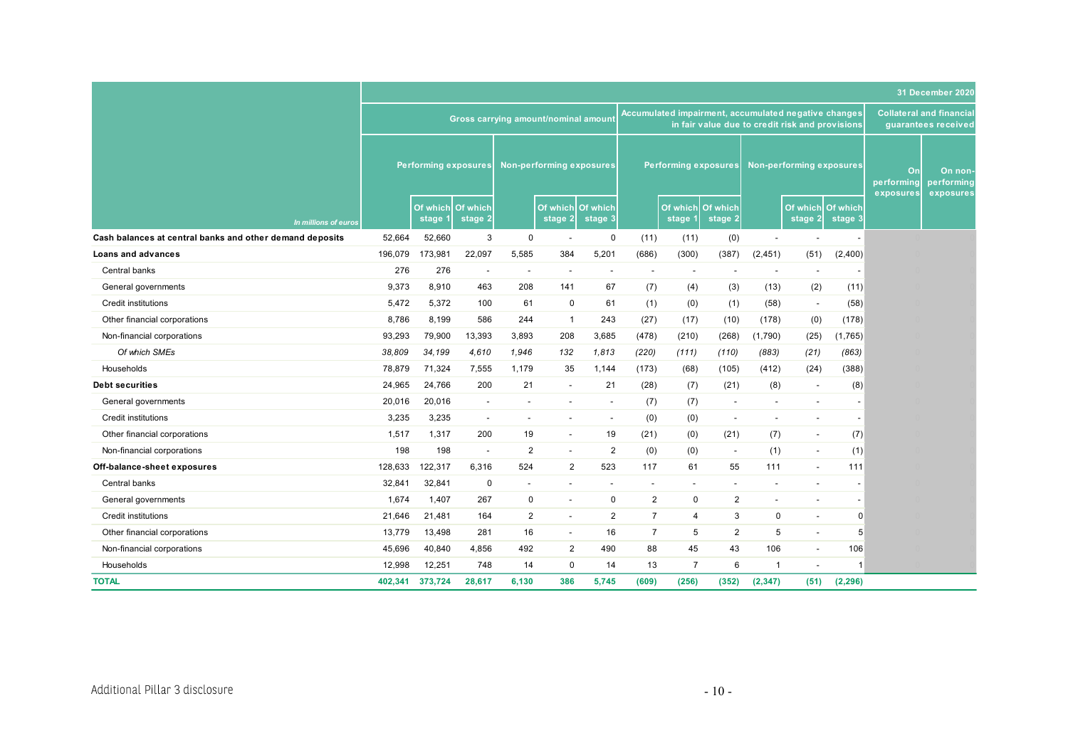| In millions of euros | Gross carrying amount/nominal amount | | | | | | Accumulated impairment, accumulated negative changes in fair value due to credit risk and provisions | | | | | | Collateral and financial guarantees received | |
|---|---|---|---|---|---|---|---|---|---|---|---|---|---|---|
| | Performing exposures | | | Non-performing exposures | | | Performing exposures | | | Non-performing exposures | | | On performing exposures | On non-performing exposures |
| | | Of which stage 1 | Of which stage 2 | | Of which stage 2 | Of which stage 3 | | Of which stage 1 | Of which stage 2 | | Of which stage 2 | Of which stage 3 | | |
| **Cash balances at central banks and other demand deposits** | 52,664 | 52,660 | 3 | 0 | - | 0 | (11) | (11) | (0) | - | - | - | | |
| **Loans and advances** | 196,079 | 173,981 | 22,097 | 5,585 | 384 | 5,201 | (686) | (300) | (387) | (2,451) | (51) | (2,400) | | |
| Central banks | 276 | 276 | - | - | - | - | - | - | - | - | - | - | | |
| General governments | 9,373 | 8,910 | 463 | 208 | 141 | 67 | (7) | (4) | (3) | (13) | (2) | (11) | | |
| Credit institutions | 5,472 | 5,372 | 100 | 61 | 0 | 61 | (1) | (0) | (1) | (58) | - | (58) | | |
| Other financial corporations | 8,786 | 8,199 | 586 | 244 | 1 | 243 | (27) | (17) | (10) | (178) | (0) | (178) | | |
| Non-financial corporations | 93,293 | 79,900 | 13,393 | 3,893 | 208 | 3,685 | (478) | (210) | (268) | (1,790) | (25) | (1,765) | | |
| *Of which SMEs* | *38,809* | *34,199* | *4,610* | *1,946* | *132* | *1,813* | *(220)* | *(111)* | *(110)* | *(883)* | *(21)* | *(863)* | | |
| Households | 78,879 | 71,324 | 7,555 | 1,179 | 35 | 1,144 | (173) | (68) | (105) | (412) | (24) | (388) | | |
| **Debt securities** | 24,965 | 24,766 | 200 | 21 | - | 21 | (28) | (7) | (21) | (8) | - | (8) | | |
| General governments | 20,016 | 20,016 | - | - | - | - | (7) | (7) | - | - | - | - | | |
| Credit institutions | 3,235 | 3,235 | - | - | - | - | (0) | (0) | - | - | - | - | | |
| Other financial corporations | 1,517 | 1,317 | 200 | 19 | - | 19 | (21) | (0) | (21) | (7) | - | (7) | | |
| Non-financial corporations | 198 | 198 | - | 2 | - | 2 | (0) | (0) | - | (1) | - | (1) | | |
| **Off-balance-sheet exposures** | 128,633 | 122,317 | 6,316 | 524 | 2 | 523 | 117 | 61 | 55 | 111 | - | 111 | | |
| Central banks | 32,841 | 32,841 | 0 | - | - | - | - | - | - | - | - | - | | |
| General governments | 1,674 | 1,407 | 267 | 0 | - | 0 | 2 | 0 | 2 | - | - | - | | |
| Credit institutions | 21,646 | 21,481 | 164 | 2 | - | 2 | 7 | 4 | 3 | 0 | - | 0 | | |
| Other financial corporations | 13,779 | 13,498 | 281 | 16 | - | 16 | 7 | 5 | 2 | 5 | - | 5 | | |
| Non-financial corporations | 45,696 | 40,840 | 4,856 | 492 | 2 | 490 | 88 | 45 | 43 | 106 | - | 106 | | |
| Households | 12,998 | 12,251 | 748 | 14 | 0 | 14 | 13 | 7 | 6 | 1 | - | 1 | | |
| **TOTAL** | **402,341** | **373,724** | **28,617** | **6,130** | **386** | **5,745** | **(609)** | **(256)** | **(352)** | **(2,347)** | **(51)** | **(2,296)** | | |

31 December 2020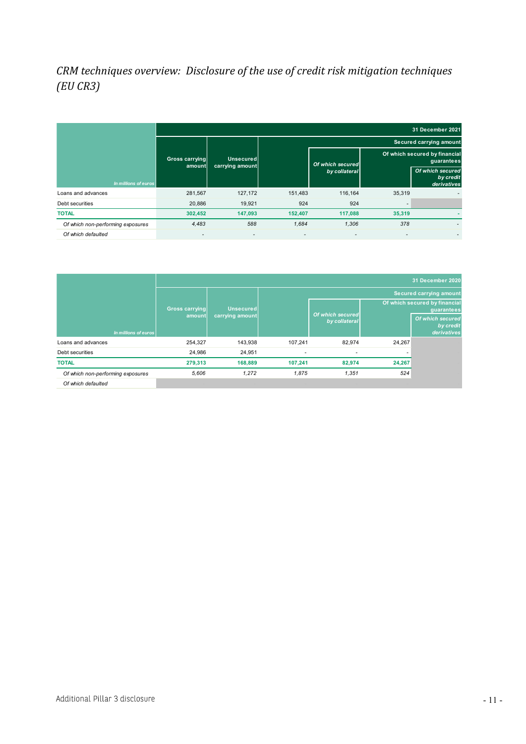# CRM techniques overview: Disclosure of the use of credit risk mitigation techniques (EU CR3)

| | 31 December 2021 | | | | | |
|---|---|---|---|---|---|---|
| | | | Secured carrying amount | | | |
| | Gross carrying amount | Unsecured carrying amount | | *Of which secured by collateral* | Of which secured by financial guarantees | |
| *In millions of euros* | | | | | | *Of which secured by credit derivatives* |
| Loans and advances | 281,567 | 127,172 | 151,483 | 116,164 | 35,319 | - |
| Debt securities | 20,886 | 19,921 | 924 | 924 | - | |
| **TOTAL** | **302,452** | **147,093** | **152,407** | **117,088** | **35,319** | **-** |
| *Of which non-performing exposures* | *4,483* | *588* | *1,684* | *1,306* | *378* | *-* |
| *Of which defaulted* | - | - | - | - | - | - |

| | 31 December 2020 | | | | | |
|---|---|---|---|---|---|---|
| | | | Secured carrying amount | | | |
| | Gross carrying amount | Unsecured carrying amount | | *Of which secured by collateral* | Of which secured by financial guarantees | |
| *In millions of euros* | | | | | | *Of which secured by credit derivatives* |
| Loans and advances | 254,327 | 143,938 | 107,241 | 82,974 | 24,267 | |
| Debt securities | 24,986 | 24,951 | - | - | - | |
| **TOTAL** | **279,313** | **168,889** | **107,241** | **82,974** | **24,267** | |
| *Of which non-performing exposures* | *5,606* | *1,272* | *1,875* | *1,351* | *524* | |
| *Of which defaulted* | | | | | | |

Additional Pillar 3 disclosure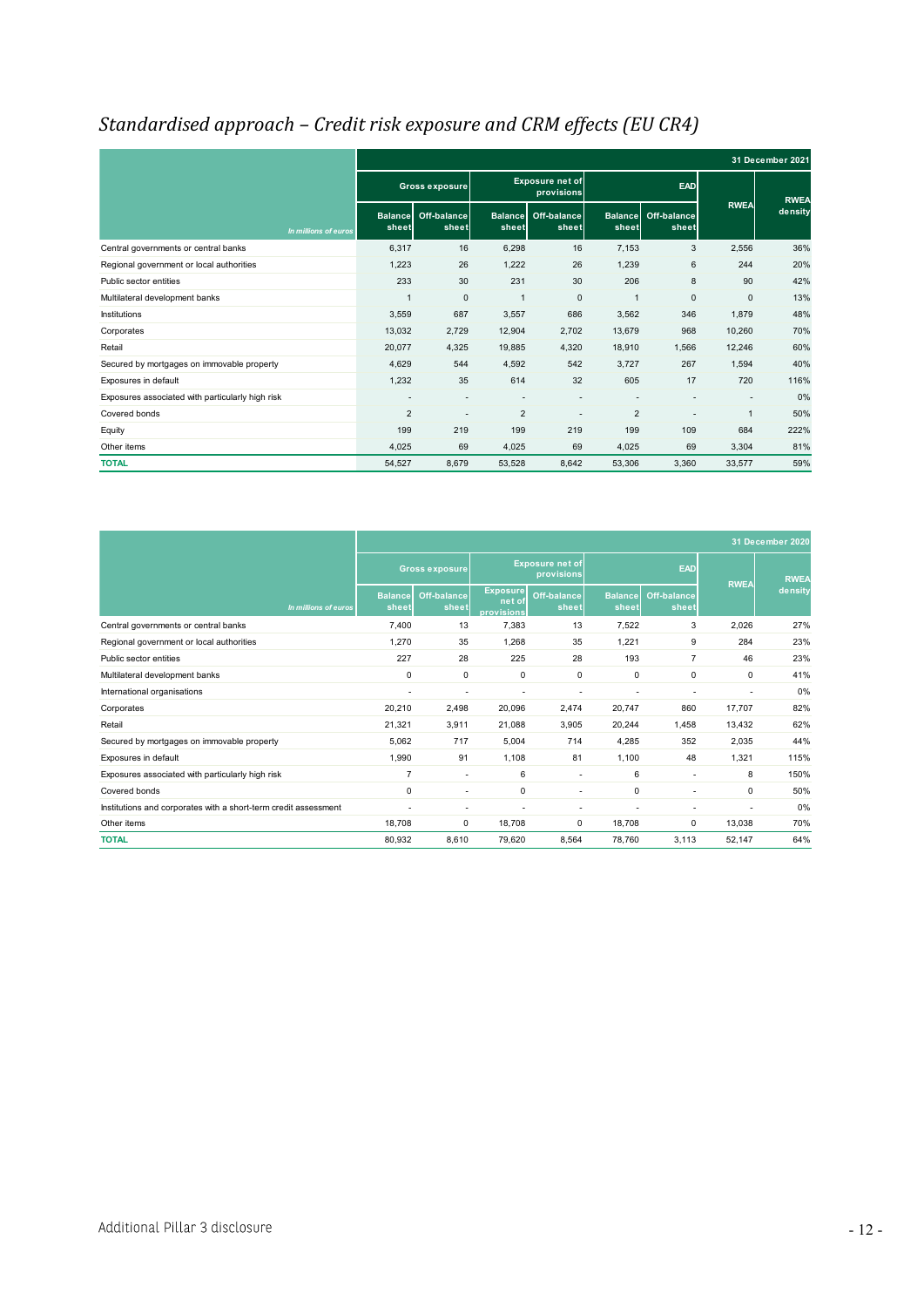## *Standardised approach – Credit risk exposure and CRM effects (EU CR4)*

| *In millions of euros* | 31 December 2021 | | | | | | | |
|---|---|---|---|---|---|---|---|---|
| | Gross exposure | | Exposure net of provisions | | EAD | | RWEA | RWEA density |
| | Balance sheet | Off-balance sheet | Balance sheet | Off-balance sheet | Balance sheet | Off-balance sheet | | |
| Central governments or central banks | 6,317 | 16 | 6,298 | 16 | 7,153 | 3 | 2,556 | 36% |
| Regional government or local authorities | 1,223 | 26 | 1,222 | 26 | 1,239 | 6 | 244 | 20% |
| Public sector entities | 233 | 30 | 231 | 30 | 206 | 8 | 90 | 42% |
| Multilateral development banks | 1 | 0 | 1 | 0 | 1 | 0 | 0 | 13% |
| Institutions | 3,559 | 687 | 3,557 | 686 | 3,562 | 346 | 1,879 | 48% |
| Corporates | 13,032 | 2,729 | 12,904 | 2,702 | 13,679 | 968 | 10,260 | 70% |
| Retail | 20,077 | 4,325 | 19,885 | 4,320 | 18,910 | 1,566 | 12,246 | 60% |
| Secured by mortgages on immovable property | 4,629 | 544 | 4,592 | 542 | 3,727 | 267 | 1,594 | 40% |
| Exposures in default | 1,232 | 35 | 614 | 32 | 605 | 17 | 720 | 116% |
| Exposures associated with particularly high risk | - | - | - | - | - | - | - | 0% |
| Covered bonds | 2 | - | 2 | - | 2 | - | 1 | 50% |
| Equity | 199 | 219 | 199 | 219 | 199 | 109 | 684 | 222% |
| Other items | 4,025 | 69 | 4,025 | 69 | 4,025 | 69 | 3,304 | 81% |
| **TOTAL** | 54,527 | 8,679 | 53,528 | 8,642 | 53,306 | 3,360 | 33,577 | 59% |

| *In millions of euros* | 31 December 2020 | | | | | | | |
|---|---|---|---|---|---|---|---|---|
| | Gross exposure | | Exposure net of provisions | | EAD | | RWEA | RWEA density |
| | Balance sheet | Off-balance sheet | Exposure net of provisions | Off-balance sheet | Balance sheet | Off-balance sheet | | |
| Central governments or central banks | 7,400 | 13 | 7,383 | 13 | 7,522 | 3 | 2,026 | 27% |
| Regional government or local authorities | 1,270 | 35 | 1,268 | 35 | 1,221 | 9 | 284 | 23% |
| Public sector entities | 227 | 28 | 225 | 28 | 193 | 7 | 46 | 23% |
| Multilateral development banks | 0 | 0 | 0 | 0 | 0 | 0 | 0 | 41% |
| International organisations | - | - | - | - | - | - | - | 0% |
| Corporates | 20,210 | 2,498 | 20,096 | 2,474 | 20,747 | 860 | 17,707 | 82% |
| Retail | 21,321 | 3,911 | 21,088 | 3,905 | 20,244 | 1,458 | 13,432 | 62% |
| Secured by mortgages on immovable property | 5,062 | 717 | 5,004 | 714 | 4,285 | 352 | 2,035 | 44% |
| Exposures in default | 1,990 | 91 | 1,108 | 81 | 1,100 | 48 | 1,321 | 115% |
| Exposures associated with particularly high risk | 7 | - | 6 | - | 6 | - | 8 | 150% |
| Covered bonds | 0 | - | 0 | - | 0 | - | 0 | 50% |
| Institutions and corporates with a short-term credit assessment | - | - | - | - | - | - | - | 0% |
| Other items | 18,708 | 0 | 18,708 | 0 | 18,708 | 0 | 13,038 | 70% |
| **TOTAL** | 80,932 | 8,610 | 79,620 | 8,564 | 78,760 | 3,113 | 52,147 | 64% |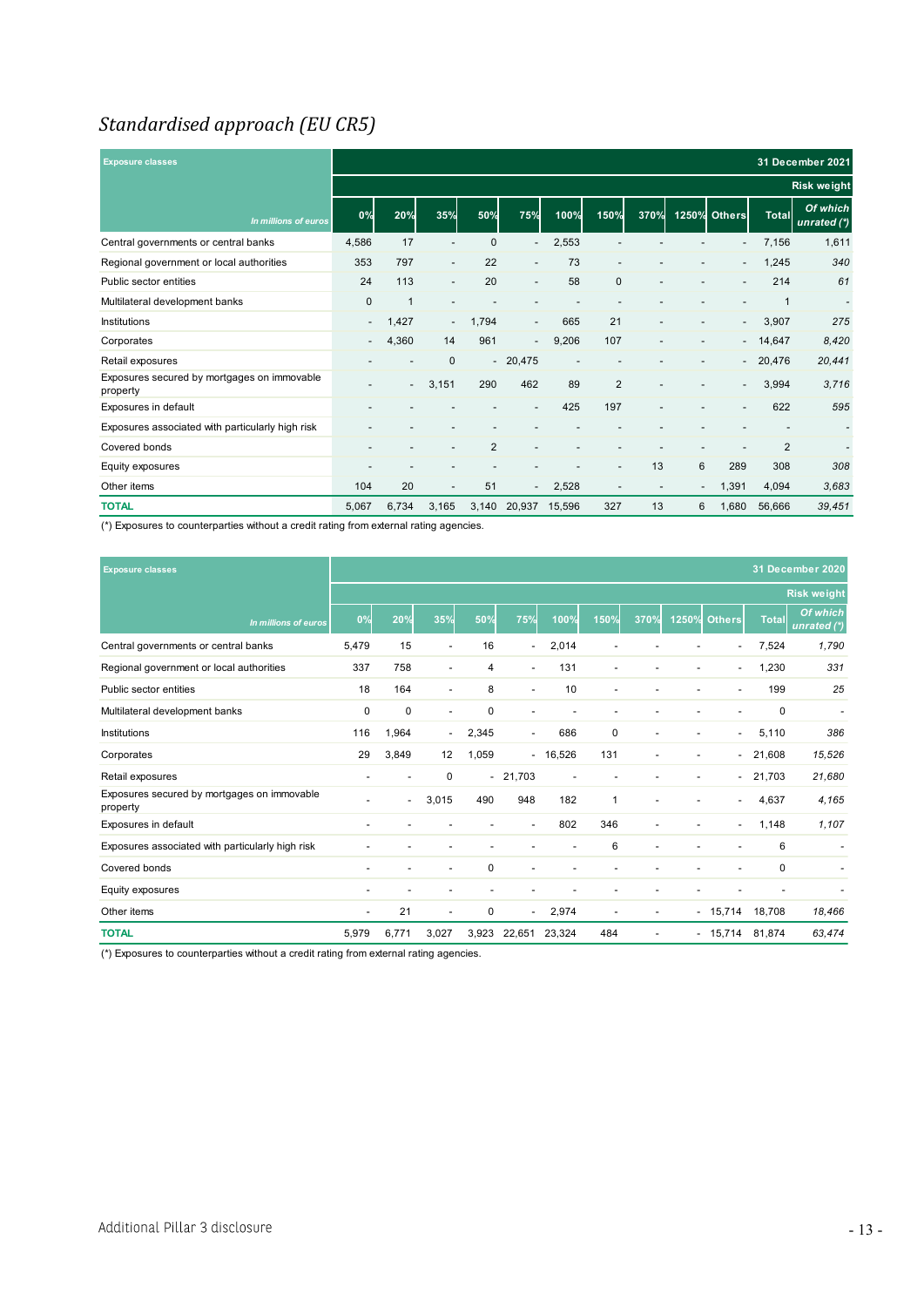## Standardised approach (EU CR5)

| Exposure classes | 31 December 2021 | | | | | | | | | | | |
|---|---|---|---|---|---|---|---|---|---|---|---|---|
| | Risk weight | | | | | | | | | | | |
| *In millions of euros* | 0% | 20% | 35% | 50% | 75% | 100% | 150% | 370% | 1250% | Others | Total | *Of which unrated (\*)* |
| Central governments or central banks | 4,586 | 17 | - | 0 | - | 2,553 | - | - | - | - | 7,156 | 1,611 |
| Regional government or local authorities | 353 | 797 | - | 22 | - | 73 | - | - | - | - | 1,245 | *340* |
| Public sector entities | 24 | 113 | - | 20 | - | 58 | 0 | - | - | - | 214 | *61* |
| Multilateral development banks | 0 | 1 | - | - | - | - | - | - | - | - | 1 | - |
| Institutions | - | 1,427 | - | 1,794 | - | 665 | 21 | - | - | - | 3,907 | *275* |
| Corporates | - | 4,360 | 14 | 961 | - | 9,206 | 107 | - | - | - | 14,647 | *8,420* |
| Retail exposures | - | - | 0 | - | 20,475 | - | - | - | - | - | 20,476 | *20,441* |
| Exposures secured by mortgages on immovable property | - | - | 3,151 | 290 | 462 | 89 | 2 | - | - | - | 3,994 | *3,716* |
| Exposures in default | - | - | - | - | - | 425 | 197 | - | - | - | 622 | *595* |
| Exposures associated with particularly high risk | - | - | - | - | - | - | - | - | - | - | - | - |
| Covered bonds | - | - | - | 2 | - | - | - | - | - | - | 2 | - |
| Equity exposures | - | - | - | - | - | - | - | 13 | 6 | 289 | 308 | *308* |
| Other items | 104 | 20 | - | 51 | - | 2,528 | - | - | - | 1,391 | 4,094 | *3,683* |
| **TOTAL** | 5,067 | 6,734 | 3,165 | 3,140 | 20,937 | 15,596 | 327 | 13 | 6 | 1,680 | 56,666 | *39,451* |

(\*) Exposures to counterparties without a credit rating from external rating agencies.

| Exposure classes | 31 December 2020 | | | | | | | | | | | |
|---|---|---|---|---|---|---|---|---|---|---|---|---|
| | Risk weight | | | | | | | | | | | |
| *In millions of euros* | 0% | 20% | 35% | 50% | 75% | 100% | 150% | 370% | 1250% | Others | Total | *Of which unrated (\*)* |
| Central governments or central banks | 5,479 | 15 | - | 16 | - | 2,014 | - | - | - | - | 7,524 | *1,790* |
| Regional government or local authorities | 337 | 758 | - | 4 | - | 131 | - | - | - | - | 1,230 | *331* |
| Public sector entities | 18 | 164 | - | 8 | - | 10 | - | - | - | - | 199 | *25* |
| Multilateral development banks | 0 | 0 | - | 0 | - | - | - | - | - | - | 0 | - |
| Institutions | 116 | 1,964 | - | 2,345 | - | 686 | 0 | - | - | - | 5,110 | *386* |
| Corporates | 29 | 3,849 | 12 | 1,059 | - | 16,526 | 131 | - | - | - | 21,608 | *15,526* |
| Retail exposures | - | - | 0 | - | 21,703 | - | - | - | - | - | 21,703 | *21,680* |
| Exposures secured by mortgages on immovable property | - | - | 3,015 | 490 | 948 | 182 | 1 | - | - | - | 4,637 | *4,165* |
| Exposures in default | - | - | - | - | - | 802 | 346 | - | - | - | 1,148 | *1,107* |
| Exposures associated with particularly high risk | - | - | - | - | - | - | 6 | - | - | - | 6 | - |
| Covered bonds | - | - | - | 0 | - | - | - | - | - | - | 0 | - |
| Equity exposures | - | - | - | - | - | - | - | - | - | - | - | - |
| Other items | - | 21 | - | 0 | - | 2,974 | - | - | - | 15,714 | 18,708 | *18,466* |
| **TOTAL** | 5,979 | 6,771 | 3,027 | 3,923 | 22,651 | 23,324 | 484 | - | - | 15,714 | 81,874 | *63,474* |

(\*) Exposures to counterparties without a credit rating from external rating agencies.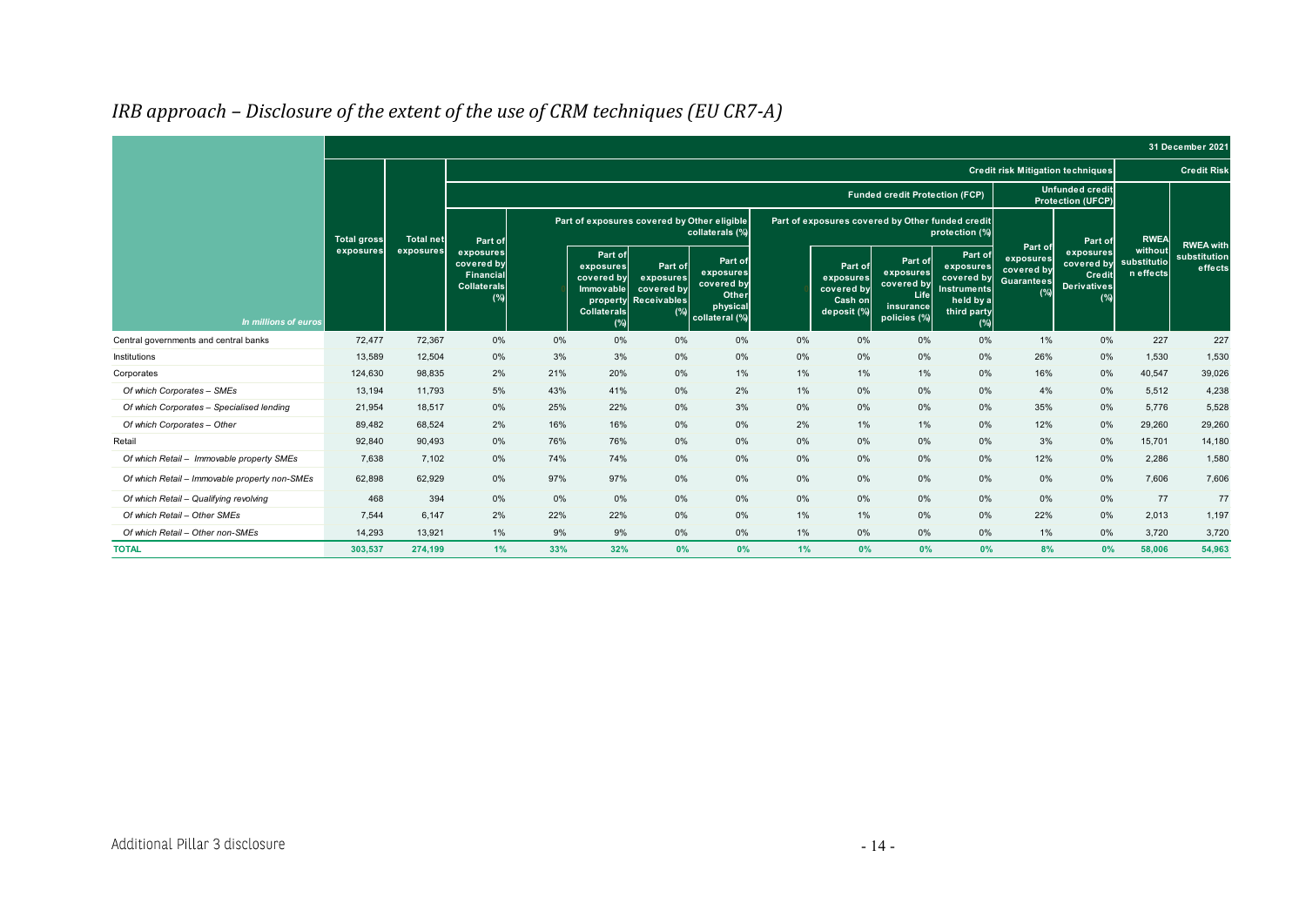# *IRB approach – Disclosure of the extent of the use of CRM techniques (EU CR7-A)*

| | | | | | | | | | | | | | | | 31 December 2021 |
|---|---|---|---|---|---|---|---|---|---|---|---|---|---|---|---|
| | | | Credit risk Mitigation techniques | | | | | | | | | | | Credit Risk | |
| | | | Funded credit Protection (FCP) | | | | | | | | | Unfunded credit Protection (UFCP) | | | |
| | | | | Part of exposures covered by Other eligible collaterals (%) | | | | Part of exposures covered by Other funded credit protection (%) | | | | | | | |
| In millions of euros | Total gross exposures | Total net exposures | Part of exposures covered by Financial Collaterals (%) | | Part of exposures covered by Immovable property Collaterals (%) | Part of exposures covered by Receivables (%) | Part of exposures covered by Other physical collateral (%) | | Part of exposures covered by Cash on deposit (%) | Part of exposures covered by Life insurance policies (%) | Part of exposures covered by Instruments held by a third party (%) | Part of exposures covered by Guarantees (%) | Part of exposures covered by Credit Derivatives (%) | RWEA without substitution effects | RWEA with substitution effects |
| Central governments and central banks | 72,477 | 72,367 | 0% | 0% | 0% | 0% | 0% | 0% | 0% | 0% | 0% | 1% | 0% | 227 | 227 |
| Institutions | 13,589 | 12,504 | 0% | 3% | 3% | 0% | 0% | 0% | 0% | 0% | 0% | 26% | 0% | 1,530 | 1,530 |
| Corporates | 124,630 | 98,835 | 2% | 21% | 20% | 0% | 1% | 1% | 1% | 1% | 0% | 16% | 0% | 40,547 | 39,026 |
| *Of which Corporates – SMEs* | 13,194 | 11,793 | 5% | 43% | 41% | 0% | 2% | 1% | 0% | 0% | 0% | 4% | 0% | 5,512 | 4,238 |
| *Of which Corporates – Specialised lending* | 21,954 | 18,517 | 0% | 25% | 22% | 0% | 3% | 0% | 0% | 0% | 0% | 35% | 0% | 5,776 | 5,528 |
| *Of which Corporates – Other* | 89,482 | 68,524 | 2% | 16% | 16% | 0% | 0% | 2% | 1% | 1% | 0% | 12% | 0% | 29,260 | 29,260 |
| Retail | 92,840 | 90,493 | 0% | 76% | 76% | 0% | 0% | 0% | 0% | 0% | 0% | 3% | 0% | 15,701 | 14,180 |
| *Of which Retail – Immovable property SMEs* | 7,638 | 7,102 | 0% | 74% | 74% | 0% | 0% | 0% | 0% | 0% | 0% | 12% | 0% | 2,286 | 1,580 |
| *Of which Retail – Immovable property non-SMEs* | 62,898 | 62,929 | 0% | 97% | 97% | 0% | 0% | 0% | 0% | 0% | 0% | 0% | 0% | 7,606 | 7,606 |
| *Of which Retail – Qualifying revolving* | 468 | 394 | 0% | 0% | 0% | 0% | 0% | 0% | 0% | 0% | 0% | 0% | 0% | 77 | 77 |
| *Of which Retail – Other SMEs* | 7,544 | 6,147 | 2% | 22% | 22% | 0% | 0% | 1% | 1% | 0% | 0% | 22% | 0% | 2,013 | 1,197 |
| *Of which Retail – Other non-SMEs* | 14,293 | 13,921 | 1% | 9% | 9% | 0% | 0% | 1% | 0% | 0% | 0% | 1% | 0% | 3,720 | 3,720 |
| **TOTAL** | **303,537** | **274,199** | **1%** | **33%** | **32%** | **0%** | **0%** | **1%** | **0%** | **0%** | **0%** | **8%** | **0%** | **58,006** | **54,963** |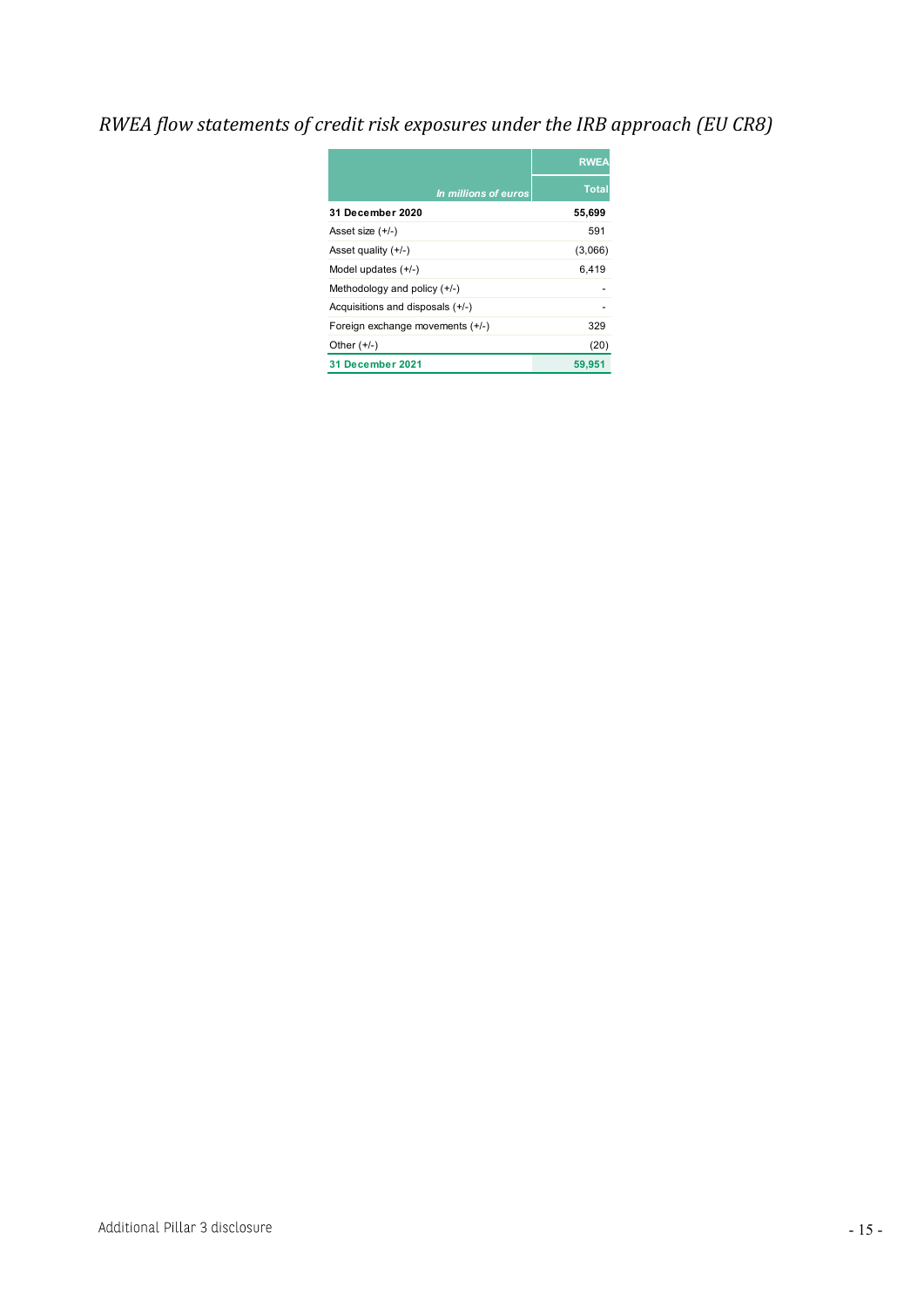## *RWEA flow statements of credit risk exposures under the IRB approach (EU CR8)*

| *In millions of euros* | RWEA |
|---|---|
| | Total |
| **31 December 2020** | **55,699** |
| Asset size (+/-) | 591 |
| Asset quality (+/-) | (3,066) |
| Model updates (+/-) | 6,419 |
| Methodology and policy (+/-) | - |
| Acquisitions and disposals (+/-) | - |
| Foreign exchange movements (+/-) | 329 |
| Other (+/-) | (20) |
| **31 December 2021** | **59,951** |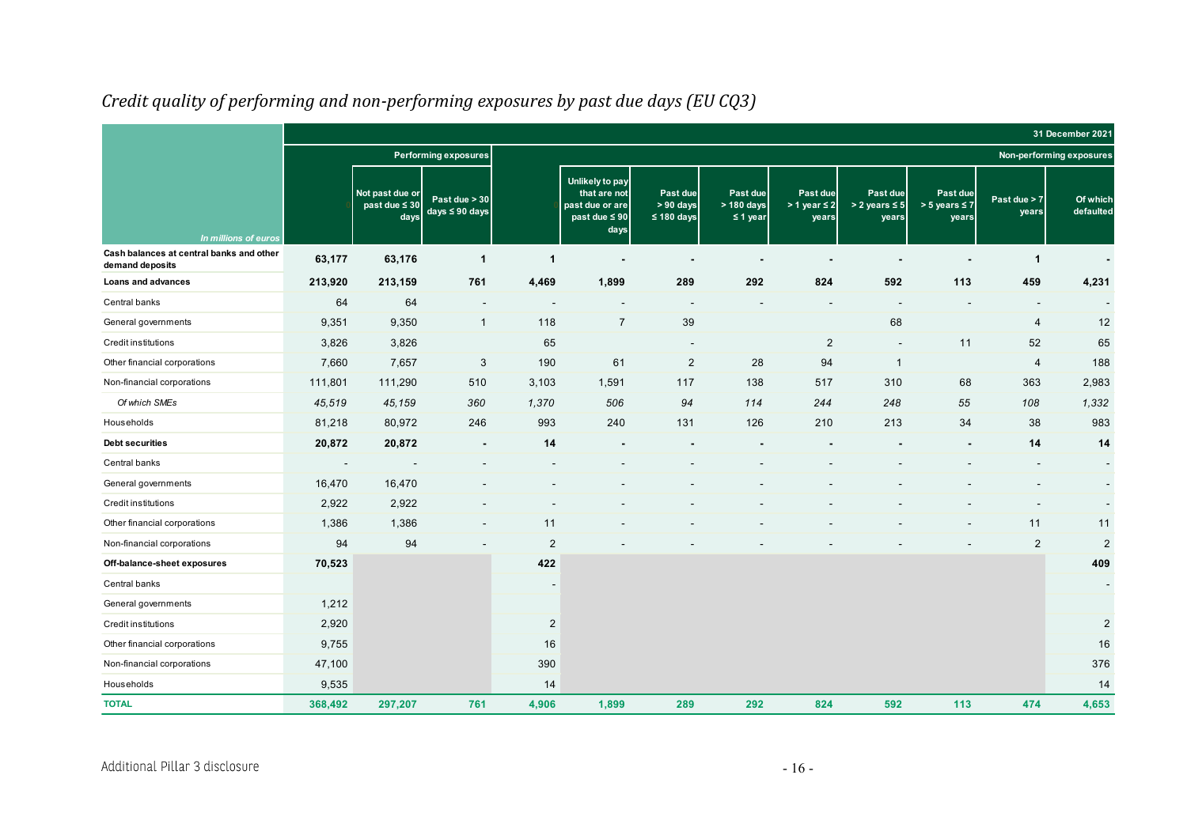# Credit quality of performing and non-performing exposures by past due days (EU CQ3)

| In millions of euros | 31 December 2021 | | | | | | | | | | | |
|---|---|---|---|---|---|---|---|---|---|---|---|---|
| | | Performing exposures | | | | | | | | | | Non-performing exposures |
| | | Not past due or past due ≤ 30 days | Past due > 30 days ≤ 90 days | | Unlikely to pay that are not past due or are past due ≤ 90 days | Past due > 90 days ≤ 180 days | Past due > 180 days ≤ 1 year | Past due > 1 year ≤ 2 years | Past due > 2 years ≤ 5 years | Past due > 5 years ≤ 7 years | Past due > 7 years | Of which defaulted |
| **Cash balances at central banks and other demand deposits** | **63,177** | **63,176** | **1** | **1** | **-** | **-** | **-** | **-** | **-** | **-** | **1** | **-** |
| **Loans and advances** | **213,920** | **213,159** | **761** | **4,469** | **1,899** | **289** | **292** | **824** | **592** | **113** | **459** | **4,231** |
| Central banks | 64 | 64 | - | - | - | - | - | - | - | - | - | - |
| General governments | 9,351 | 9,350 | 1 | 118 | 7 | 39 | | | 68 | | 4 | 12 |
| Credit institutions | 3,826 | 3,826 | | 65 | | - | | 2 | - | 11 | 52 | 65 |
| Other financial corporations | 7,660 | 7,657 | 3 | 190 | 61 | 2 | 28 | 94 | 1 | | 4 | 188 |
| Non-financial corporations | 111,801 | 111,290 | 510 | 3,103 | 1,591 | 117 | 138 | 517 | 310 | 68 | 363 | 2,983 |
| *Of which SMEs* | *45,519* | *45,159* | *360* | *1,370* | *506* | *94* | *114* | *244* | *248* | *55* | *108* | *1,332* |
| Households | 81,218 | 80,972 | 246 | 993 | 240 | 131 | 126 | 210 | 213 | 34 | 38 | 983 |
| **Debt securities** | **20,872** | **20,872** | **-** | **14** | **-** | **-** | **-** | **-** | **-** | **-** | **14** | **14** |
| Central banks | - | - | - | - | - | - | - | - | - | - | - | - |
| General governments | 16,470 | 16,470 | - | - | - | - | - | - | - | - | - | - |
| Credit institutions | 2,922 | 2,922 | - | - | - | - | - | - | - | - | - | - |
| Other financial corporations | 1,386 | 1,386 | - | 11 | - | - | - | - | - | - | 11 | 11 |
| Non-financial corporations | 94 | 94 | - | 2 | - | - | - | - | - | - | 2 | 2 |
| **Off-balance-sheet exposures** | **70,523** | | | **422** | | | | | | | | **409** |
| Central banks | | | | - | | | | | | | | - |
| General governments | 1,212 | | | | | | | | | | | |
| Credit institutions | 2,920 | | | 2 | | | | | | | | 2 |
| Other financial corporations | 9,755 | | | 16 | | | | | | | | 16 |
| Non-financial corporations | 47,100 | | | 390 | | | | | | | | 376 |
| Households | 9,535 | | | 14 | | | | | | | | 14 |
| **TOTAL** | **368,492** | **297,207** | **761** | **4,906** | **1,899** | **289** | **292** | **824** | **592** | **113** | **474** | **4,653** |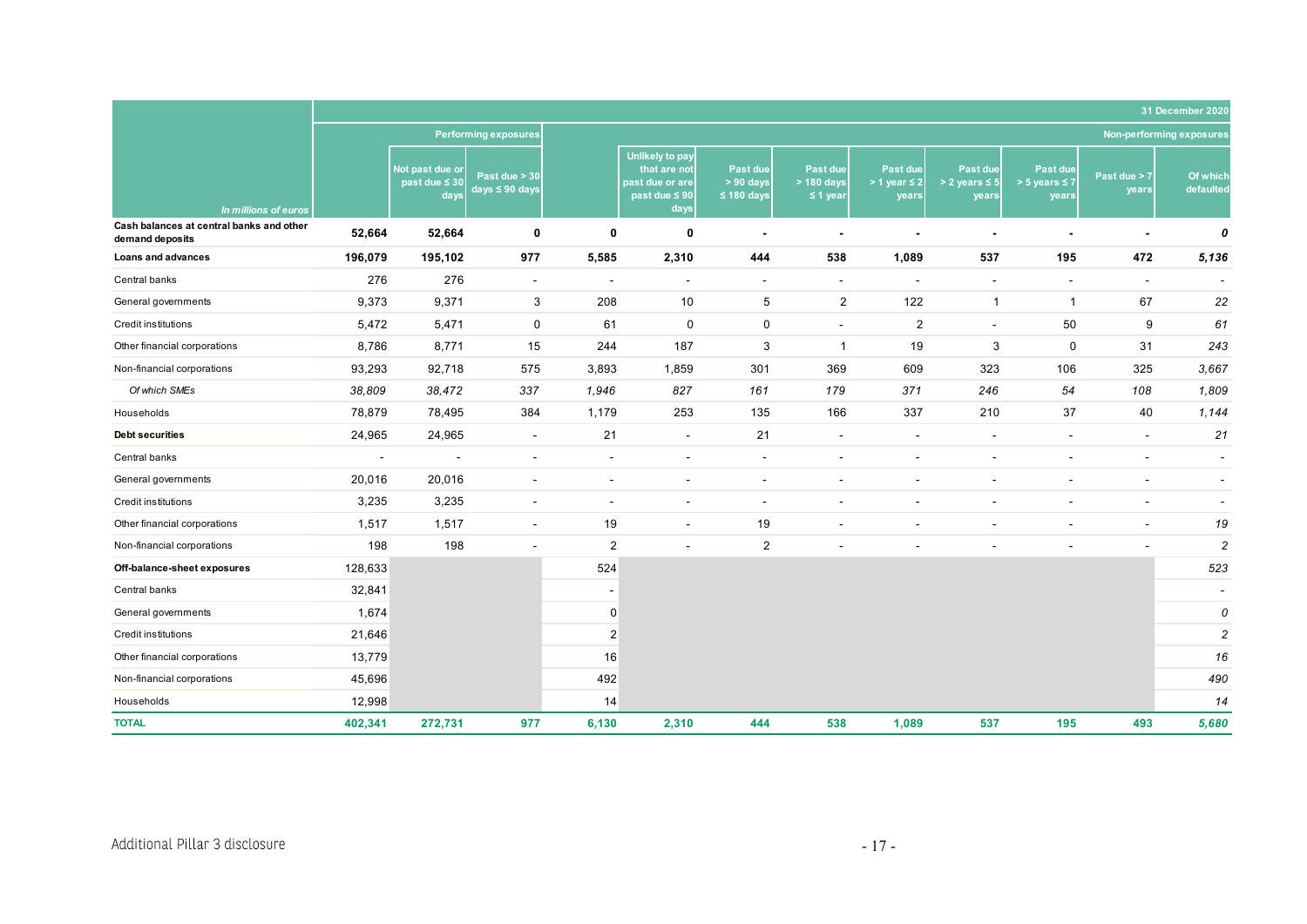| In millions of euros | | Performing exposures | | Non-performing exposures | | | | | | | | |
|---|---|---|---|---|---|---|---|---|---|---|---|---|
| 31 December 2020 | | Not past due or past due ≤ 30 days | Past due > 30 days ≤ 90 days | | Unlikely to pay that are not past due or are past due ≤ 90 days | Past due > 90 days ≤ 180 days | Past due > 180 days ≤ 1 year | Past due > 1 year ≤ 2 years | Past due > 2 years ≤ 5 years | Past due > 5 years ≤ 7 years | Past due > 7 years | Of which defaulted |
| **Cash balances at central banks and other demand deposits** | **52,664** | **52,664** | **0** | **0** | **0** | **-** | **-** | **-** | **-** | **-** | **-** | ***0*** |
| **Loans and advances** | **196,079** | **195,102** | **977** | **5,585** | **2,310** | **444** | **538** | **1,089** | **537** | **195** | **472** | ***5,136*** |
| Central banks | 276 | 276 | - | - | - | - | - | - | - | - | - | - |
| General governments | 9,373 | 9,371 | 3 | 208 | 10 | 5 | 2 | 122 | 1 | 1 | 67 | *22* |
| Credit institutions | 5,472 | 5,471 | 0 | 61 | 0 | 0 | - | 2 | - | 50 | 9 | *61* |
| Other financial corporations | 8,786 | 8,771 | 15 | 244 | 187 | 3 | 1 | 19 | 3 | 0 | 31 | *243* |
| Non-financial corporations | 93,293 | 92,718 | 575 | 3,893 | 1,859 | 301 | 369 | 609 | 323 | 106 | 325 | *3,667* |
| *Of which SMEs* | *38,809* | *38,472* | *337* | *1,946* | *827* | *161* | *179* | *371* | *246* | *54* | *108* | *1,809* |
| Households | 78,879 | 78,495 | 384 | 1,179 | 253 | 135 | 166 | 337 | 210 | 37 | 40 | *1,144* |
| **Debt securities** | **24,965** | **24,965** | - | **21** | - | **21** | - | - | - | - | - | *21* |
| Central banks | - | - | - | - | - | - | - | - | - | - | - | - |
| General governments | 20,016 | 20,016 | - | - | - | - | - | - | - | - | - | - |
| Credit institutions | 3,235 | 3,235 | - | - | - | - | - | - | - | - | - | - |
| Other financial corporations | 1,517 | 1,517 | - | 19 | - | 19 | - | - | - | - | - | *19* |
| Non-financial corporations | 198 | 198 | - | 2 | - | 2 | - | - | - | - | - | *2* |
| **Off-balance-sheet exposures** | **128,633** | | | **524** | | | | | | | | *523* |
| Central banks | 32,841 | | | - | | | | | | | | - |
| General governments | 1,674 | | | 0 | | | | | | | | *0* |
| Credit institutions | 21,646 | | | 2 | | | | | | | | *2* |
| Other financial corporations | 13,779 | | | 16 | | | | | | | | *16* |
| Non-financial corporations | 45,696 | | | 492 | | | | | | | | *490* |
| Households | 12,998 | | | 14 | | | | | | | | *14* |
| **TOTAL** | **402,341** | **272,731** | **977** | **6,130** | **2,310** | **444** | **538** | **1,089** | **537** | **195** | **493** | ***5,680*** |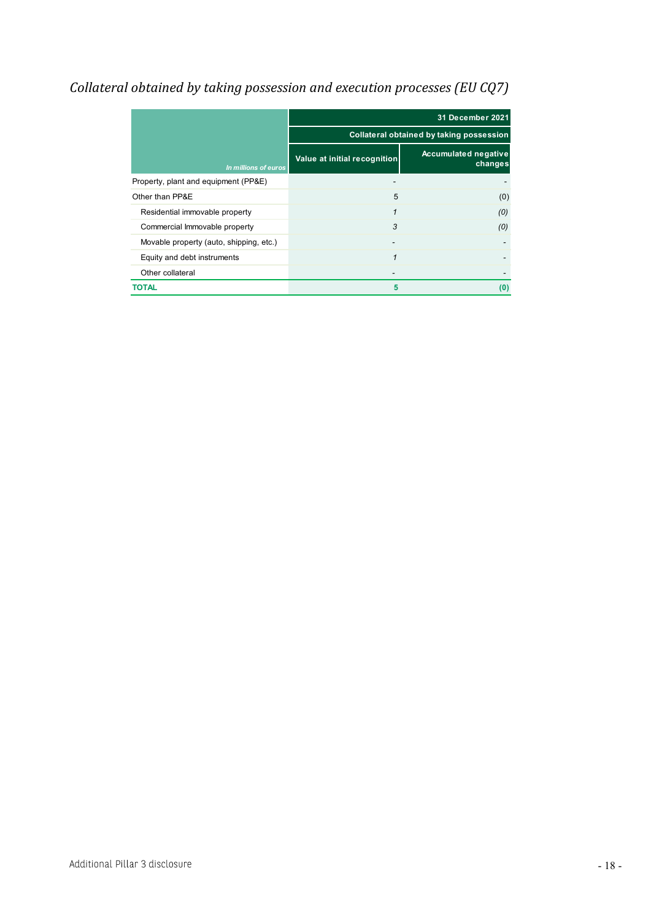## *Collateral obtained by taking possession and execution processes (EU CQ7)*

| *In millions of euros* | 31 December 2021 | |
|---|---|---|
| | Collateral obtained by taking possession | |
| | Value at initial recognition | Accumulated negative changes |
| Property, plant and equipment (PP&E) | - | - |
| Other than PP&E | 5 | (0) |
| Residential immovable property | *1* | *(0)* |
| Commercial Immovable property | *3* | *(0)* |
| Movable property (auto, shipping, etc.) | - | - |
| Equity and debt instruments | *1* | - |
| Other collateral | - | - |
| **TOTAL** | **5** | **(0)** |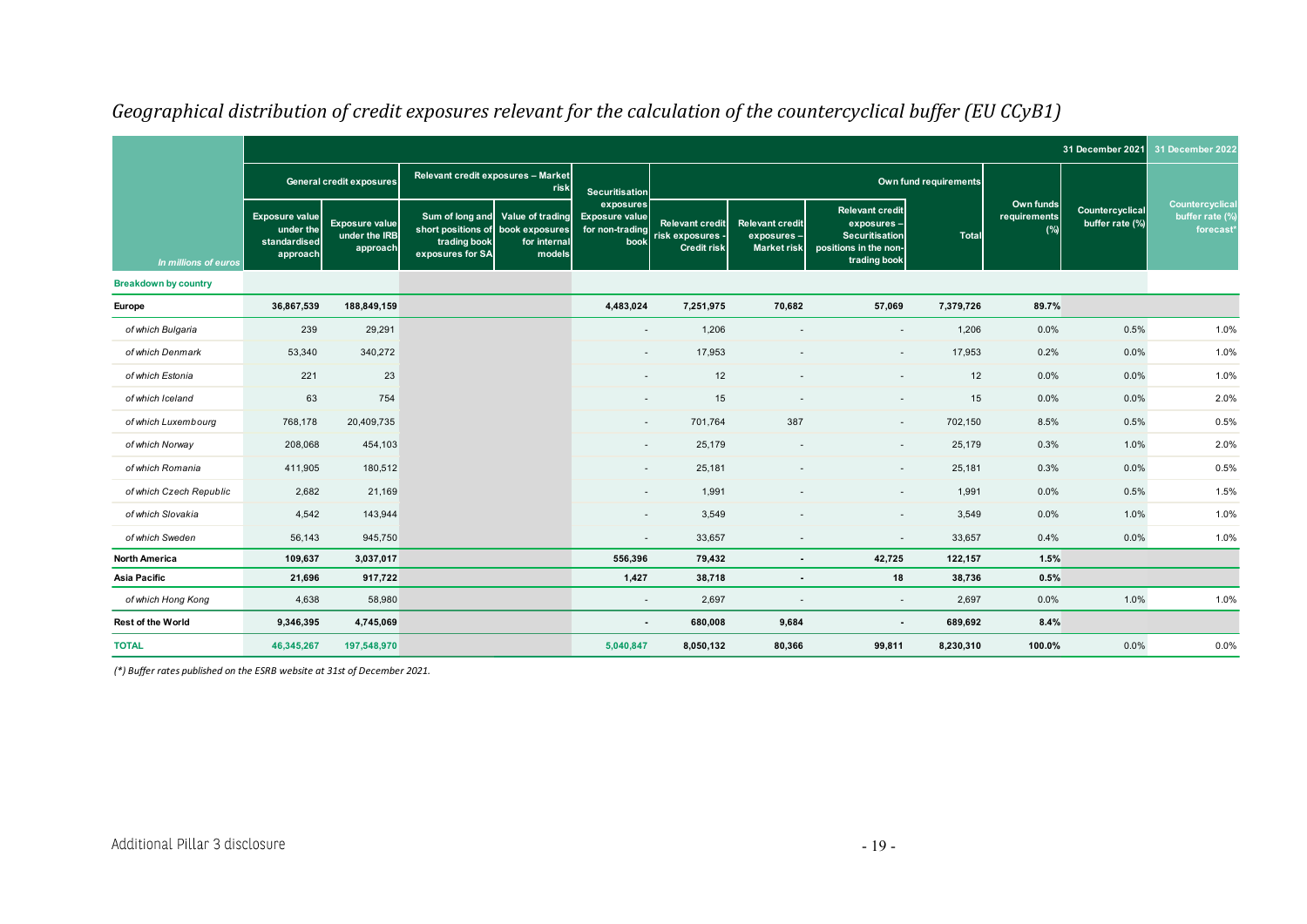# *Geographical distribution of credit exposures relevant for the calculation of the countercyclical buffer (EU CCyB1)*

| In millions of euros | General credit exposures | | Relevant credit exposures – Market risk | | Securitisation exposures | Own fund requirements | | | | Own funds requirements (%) | 31 December 2021 | 31 December 2022 |
|---|---|---|---|---|---|---|---|---|---|---|---|---|
| | Exposure value under the standardised approach | Exposure value under the IRB approach | Sum of long and short positions of trading book exposures for SA | Value of trading book exposures for internal models | Exposure value for non-trading book | Relevant credit risk exposures - Credit risk | Relevant credit exposures – Market risk | Relevant credit exposures – Securitisation positions in the non-trading book | Total | | Countercyclical buffer rate (%) | Countercyclical buffer rate (%) forecast* |
| **Breakdown by country** | | | | | | | | | | | | |
| **Europe** | **36,867,539** | **188,849,159** | | | **4,483,024** | **7,251,975** | **70,682** | **57,069** | **7,379,726** | **89.7%** | | |
| *of which Bulgaria* | 239 | 29,291 | | | - | 1,206 | - | - | 1,206 | 0.0% | 0.5% | 1.0% |
| *of which Denmark* | 53,340 | 340,272 | | | - | 17,953 | - | - | 17,953 | 0.2% | 0.0% | 1.0% |
| *of which Estonia* | 221 | 23 | | | - | 12 | - | - | 12 | 0.0% | 0.0% | 1.0% |
| *of which Iceland* | 63 | 754 | | | - | 15 | - | - | 15 | 0.0% | 0.0% | 2.0% |
| *of which Luxembourg* | 768,178 | 20,409,735 | | | - | 701,764 | 387 | - | 702,150 | 8.5% | 0.5% | 0.5% |
| *of which Norway* | 208,068 | 454,103 | | | - | 25,179 | - | - | 25,179 | 0.3% | 1.0% | 2.0% |
| *of which Romania* | 411,905 | 180,512 | | | - | 25,181 | - | - | 25,181 | 0.3% | 0.0% | 0.5% |
| *of which Czech Republic* | 2,682 | 21,169 | | | - | 1,991 | - | - | 1,991 | 0.0% | 0.5% | 1.5% |
| *of which Slovakia* | 4,542 | 143,944 | | | - | 3,549 | - | - | 3,549 | 0.0% | 1.0% | 1.0% |
| *of which Sweden* | 56,143 | 945,750 | | | - | 33,657 | - | - | 33,657 | 0.4% | 0.0% | 1.0% |
| **North America** | **109,637** | **3,037,017** | | | **556,396** | **79,432** | **-** | **42,725** | **122,157** | **1.5%** | | |
| **Asia Pacific** | **21,696** | **917,722** | | | **1,427** | **38,718** | **-** | **18** | **38,736** | **0.5%** | | |
| *of which Hong Kong* | 4,638 | 58,980 | | | - | 2,697 | - | - | 2,697 | 0.0% | 1.0% | 1.0% |
| **Rest of the World** | **9,346,395** | **4,745,069** | | | **-** | **680,008** | **9,684** | **-** | **689,692** | **8.4%** | | |
| **TOTAL** | **46,345,267** | **197,548,970** | | | **5,040,847** | **8,050,132** | **80,366** | **99,811** | **8,230,310** | **100.0%** | 0.0% | 0.0% |

*(\*) Buffer rates published on the ESRB website at 31st of December 2021.*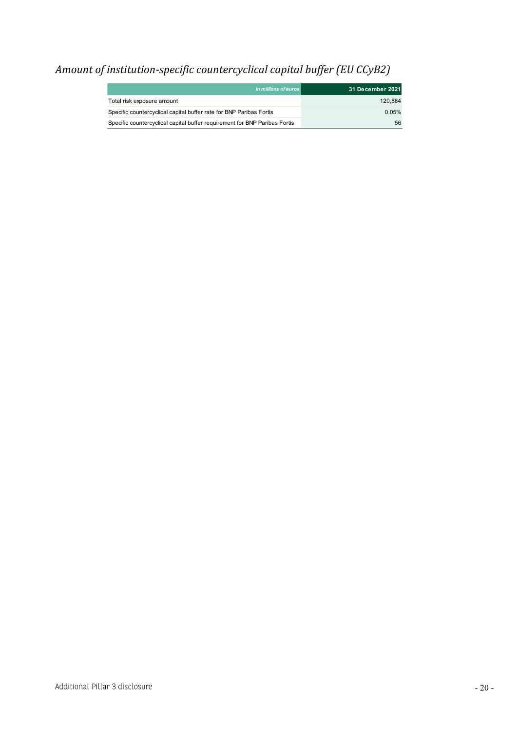## *Amount of institution-specific countercyclical capital buffer (EU CCyB2)*

| *In millions of euros* | 31 December 2021 |
|---|---|
| Total risk exposure amount | 120,884 |
| Specific countercyclical capital buffer rate for BNP Paribas Fortis | 0.05% |
| Specific countercyclical capital buffer requirement for BNP Paribas Fortis | 56 |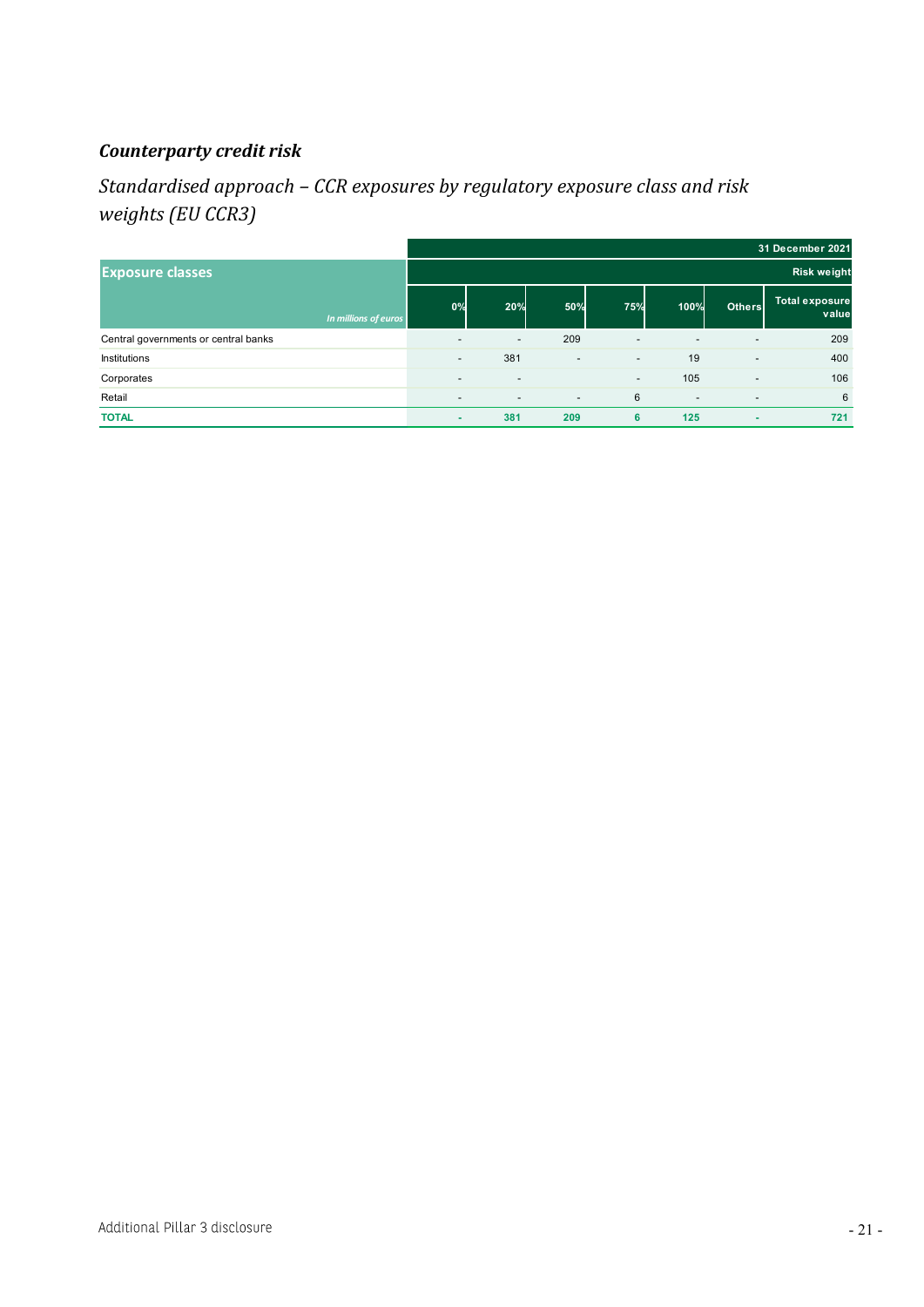## *Counterparty credit risk*

### *Standardised approach – CCR exposures by regulatory exposure class and risk weights (EU CCR3)*

| Exposure classes | 31 December 2021 | | | | | | |
|---|---|---|---|---|---|---|---|
| | Risk weight | | | | | | |
| *In millions of euros* | 0% | 20% | 50% | 75% | 100% | Others | Total exposure value |
| Central governments or central banks | - | - | 209 | - | - | - | 209 |
| Institutions | - | 381 | - | - | 19 | - | 400 |
| Corporates | - | - | | - | 105 | - | 106 |
| Retail | - | - | - | 6 | - | - | 6 |
| **TOTAL** | **-** | **381** | **209** | **6** | **125** | **-** | **721** |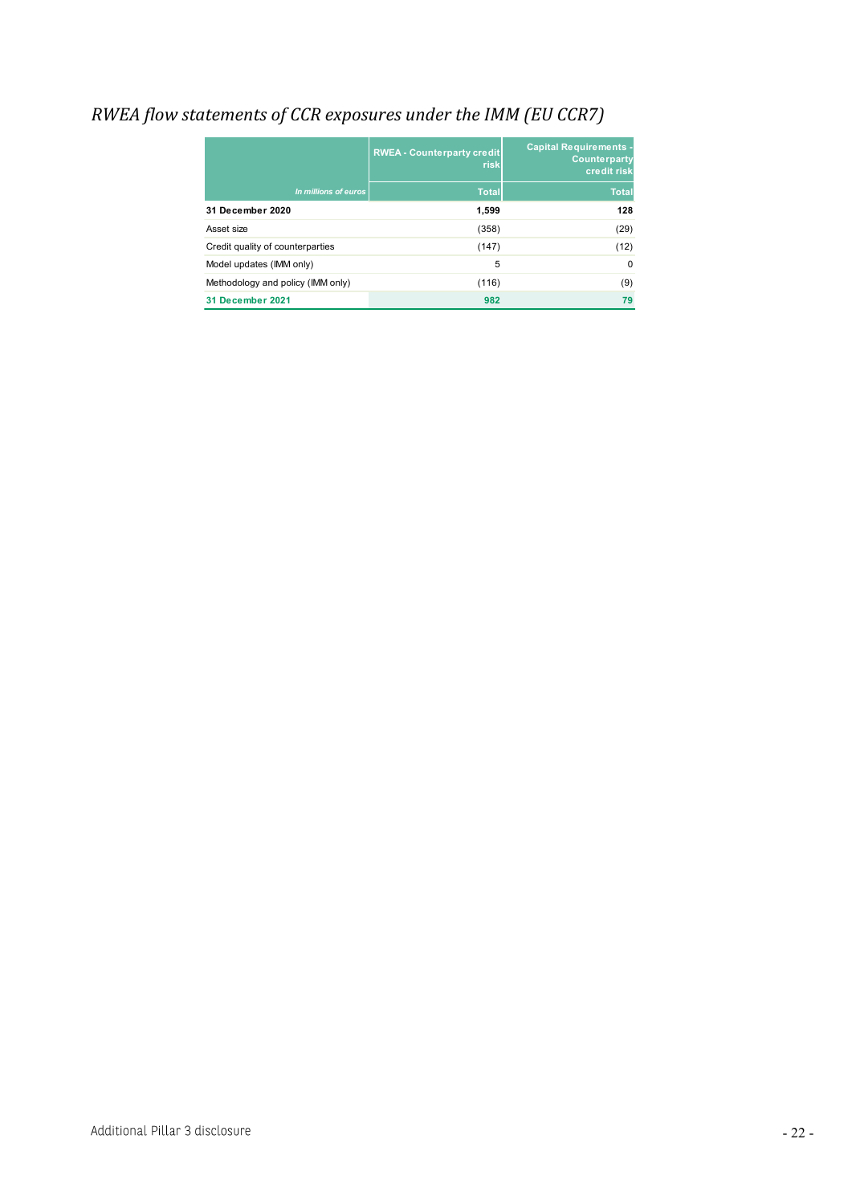# *RWEA flow statements of CCR exposures under the IMM (EU CCR7)*

| *In millions of euros* | RWEA - Counterparty credit risk | Capital Requirements - Counterparty credit risk |
|---|---|---|
| | Total | Total |
| **31 December 2020** | **1,599** | **128** |
| Asset size | (358) | (29) |
| Credit quality of counterparties | (147) | (12) |
| Model updates (IMM only) | 5 | 0 |
| Methodology and policy (IMM only) | (116) | (9) |
| **31 December 2021** | **982** | **79** |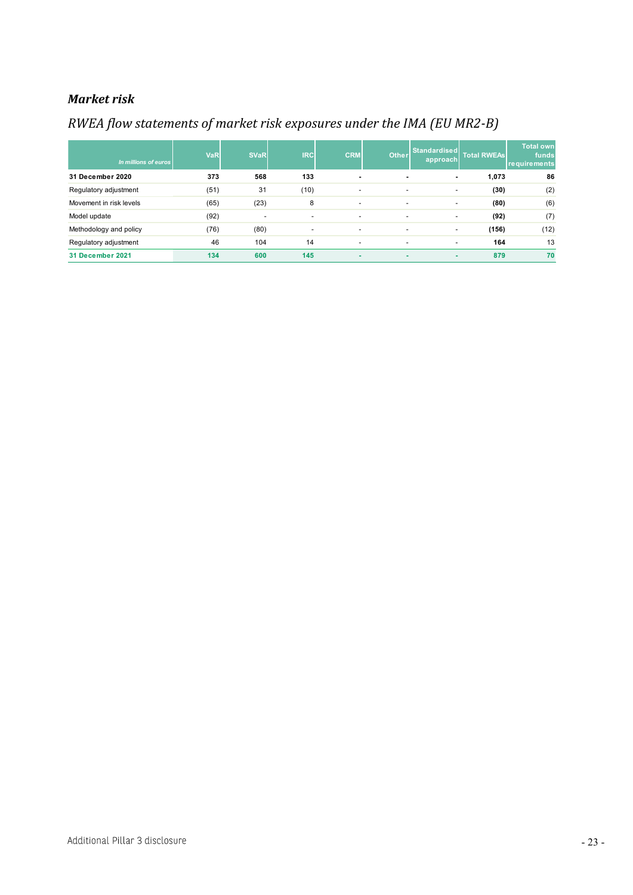## *Market risk*

## *RWEA flow statements of market risk exposures under the IMA (EU MR2-B)*

| *In millions of euros* | VaR | SVaR | IRC | CRM | Other | Standardised approach | Total RWEAs | Total own funds requirements |
|---|---|---|---|---|---|---|---|---|
| **31 December 2020** | **373** | **568** | **133** | **-** | **-** | **-** | **1,073** | **86** |
| Regulatory adjustment | (51) | 31 | (10) | - | - | - | **(30)** | (2) |
| Movement in risk levels | (65) | (23) | 8 | - | - | - | **(80)** | (6) |
| Model update | (92) | - | - | - | - | - | **(92)** | (7) |
| Methodology and policy | (76) | (80) | - | - | - | - | **(156)** | (12) |
| Regulatory adjustment | 46 | 104 | 14 | - | - | - | **164** | 13 |
| **31 December 2021** | **134** | **600** | **145** | **-** | **-** | **-** | **879** | **70** |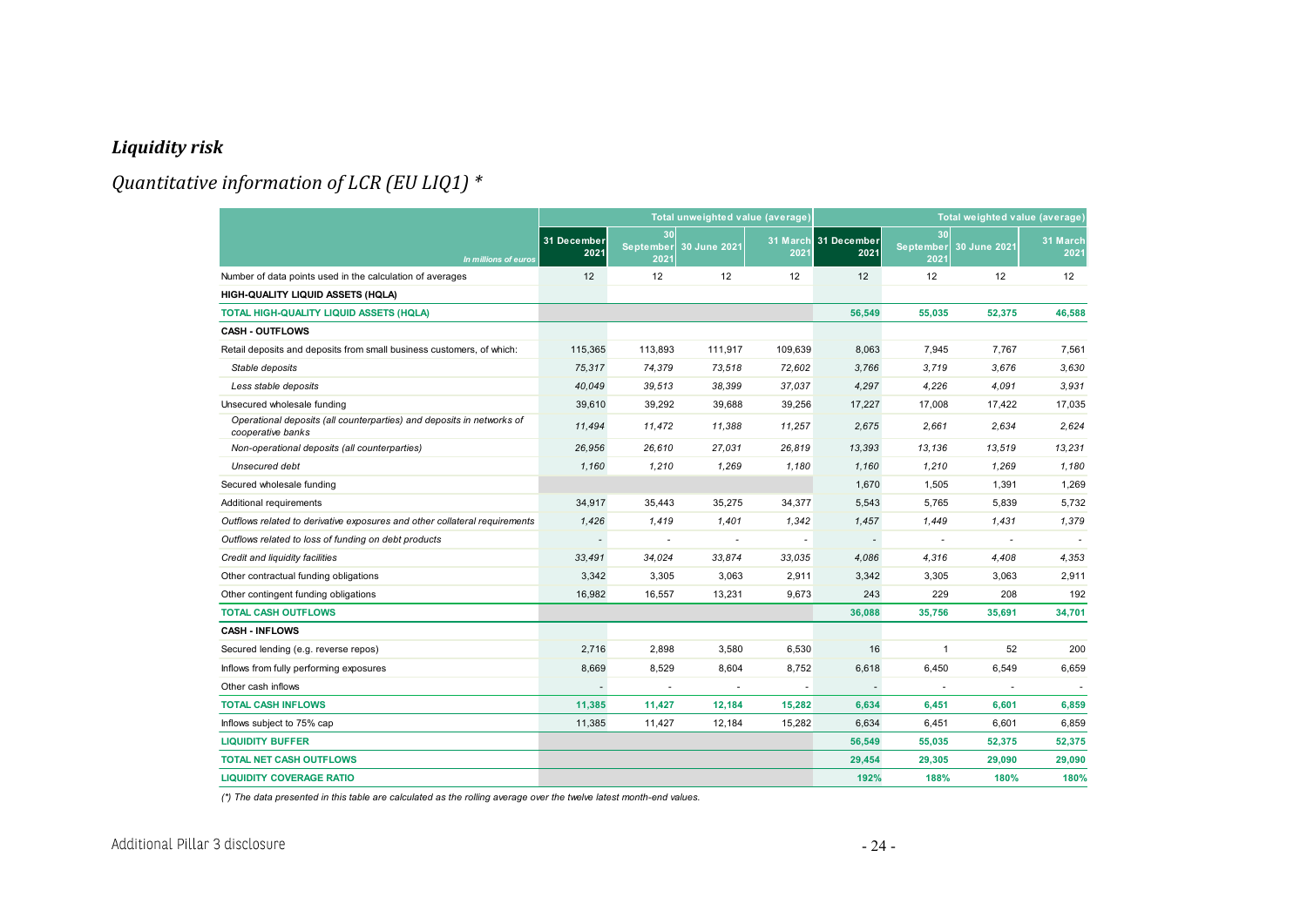## *Liquidity risk*

## *Quantitative information of LCR (EU LIQ1) \**

| *In millions of euros* | Total unweighted value (average) | | | | Total weighted value (average) | | | |
|---|---|---|---|---|---|---|---|---|
| | 31 December 2021 | 30 September 2021 | 30 June 2021 | 31 March 2021 | 31 December 2021 | 30 September 2021 | 30 June 2021 | 31 March 2021 |
| Number of data points used in the calculation of averages | 12 | 12 | 12 | 12 | 12 | 12 | 12 | 12 |
| **HIGH-QUALITY LIQUID ASSETS (HQLA)** | | | | | | | | |
| **TOTAL HIGH-QUALITY LIQUID ASSETS (HQLA)** | | | | | **56,549** | **55,035** | **52,375** | **46,588** |
| **CASH - OUTFLOWS** | | | | | | | | |
| Retail deposits and deposits from small business customers, of which: | 115,365 | 113,893 | 111,917 | 109,639 | 8,063 | 7,945 | 7,767 | 7,561 |
| *Stable deposits* | *75,317* | *74,379* | *73,518* | *72,602* | *3,766* | *3,719* | *3,676* | *3,630* |
| *Less stable deposits* | *40,049* | *39,513* | *38,399* | *37,037* | *4,297* | *4,226* | *4,091* | *3,931* |
| Unsecured wholesale funding | 39,610 | 39,292 | 39,688 | 39,256 | 17,227 | 17,008 | 17,422 | 17,035 |
| *Operational deposits (all counterparties) and deposits in networks of cooperative banks* | *11,494* | *11,472* | *11,388* | *11,257* | *2,675* | *2,661* | *2,634* | *2,624* |
| *Non-operational deposits (all counterparties)* | *26,956* | *26,610* | *27,031* | *26,819* | *13,393* | *13,136* | *13,519* | *13,231* |
| *Unsecured debt* | *1,160* | *1,210* | *1,269* | *1,180* | *1,160* | *1,210* | *1,269* | *1,180* |
| Secured wholesale funding | | | | | 1,670 | 1,505 | 1,391 | 1,269 |
| Additional requirements | 34,917 | 35,443 | 35,275 | 34,377 | 5,543 | 5,765 | 5,839 | 5,732 |
| *Outflows related to derivative exposures and other collateral requirements* | *1,426* | *1,419* | *1,401* | *1,342* | *1,457* | *1,449* | *1,431* | *1,379* |
| *Outflows related to loss of funding on debt products* | - | - | - | - | - | - | - | - |
| *Credit and liquidity facilities* | *33,491* | *34,024* | *33,874* | *33,035* | *4,086* | *4,316* | *4,408* | *4,353* |
| Other contractual funding obligations | 3,342 | 3,305 | 3,063 | 2,911 | 3,342 | 3,305 | 3,063 | 2,911 |
| Other contingent funding obligations | 16,982 | 16,557 | 13,231 | 9,673 | 243 | 229 | 208 | 192 |
| **TOTAL CASH OUTFLOWS** | | | | | **36,088** | **35,756** | **35,691** | **34,701** |
| **CASH - INFLOWS** | | | | | | | | |
| Secured lending (e.g. reverse repos) | 2,716 | 2,898 | 3,580 | 6,530 | 16 | 1 | 52 | 200 |
| Inflows from fully performing exposures | 8,669 | 8,529 | 8,604 | 8,752 | 6,618 | 6,450 | 6,549 | 6,659 |
| Other cash inflows | - | - | - | - | - | - | - | - |
| **TOTAL CASH INFLOWS** | **11,385** | **11,427** | **12,184** | **15,282** | **6,634** | **6,451** | **6,601** | **6,859** |
| Inflows subject to 75% cap | 11,385 | 11,427 | 12,184 | 15,282 | 6,634 | 6,451 | 6,601 | 6,859 |
| **LIQUIDITY BUFFER** | | | | | **56,549** | **55,035** | **52,375** | **52,375** |
| **TOTAL NET CASH OUTFLOWS** | | | | | **29,454** | **29,305** | **29,090** | **29,090** |
| **LIQUIDITY COVERAGE RATIO** | | | | | **192%** | **188%** | **180%** | **180%** |

*(\*) The data presented in this table are calculated as the rolling average over the twelve latest month-end values.*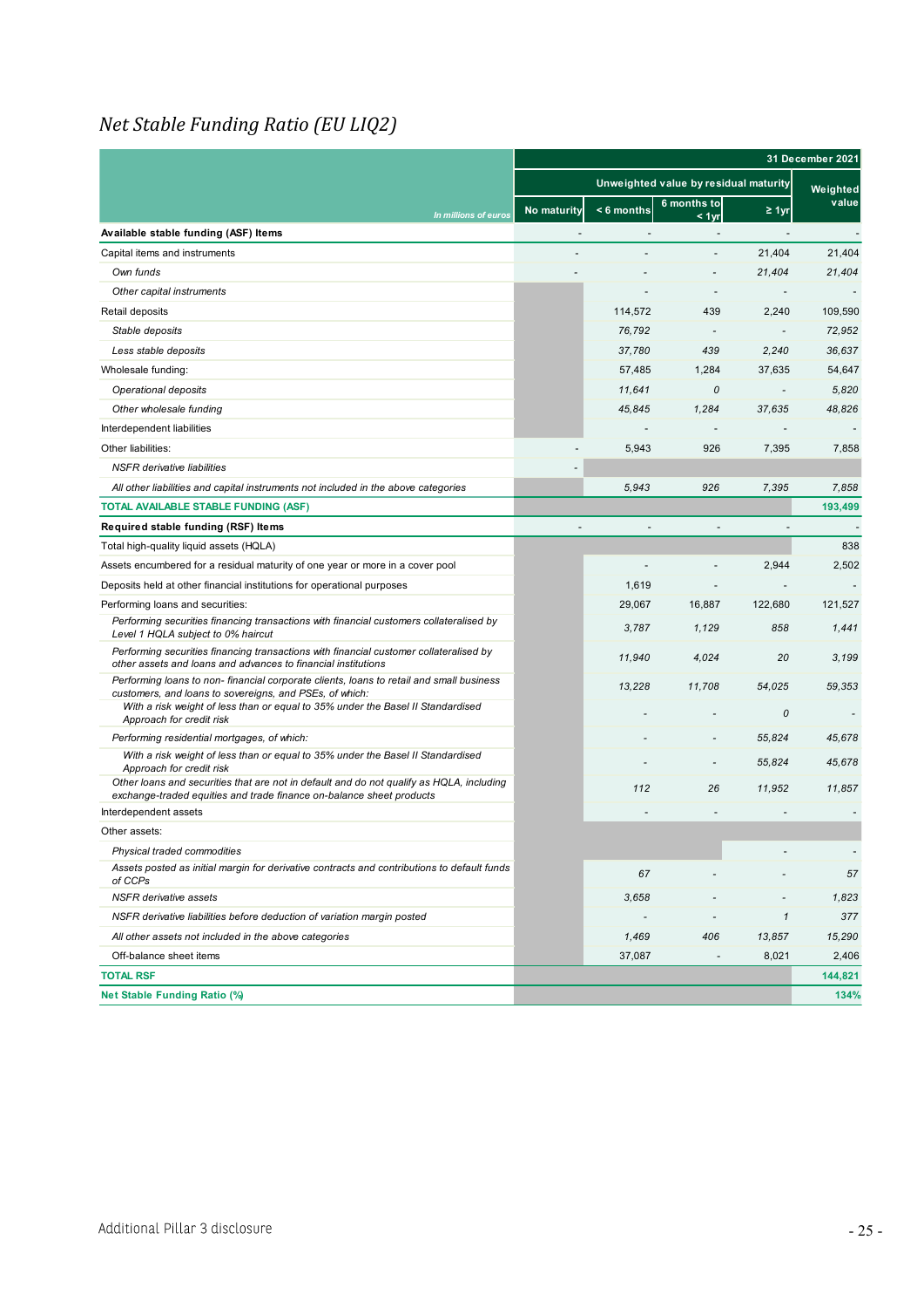# Net Stable Funding Ratio (EU LIQ2)

| In millions of euros | 31 December 2021 | | | | |
|---|---|---|---|---|---|
| | Unweighted value by residual maturity | | | | Weighted value |
| | No maturity | < 6 months | 6 months to < 1yr | ≥ 1yr | |
| **Available stable funding (ASF) Items** | - | - | - | - | - |
| Capital items and instruments | - | - | - | 21,404 | 21,404 |
| *Own funds* | - | - | - | *21,404* | *21,404* |
| *Other capital instruments* | | - | - | - | - |
| Retail deposits | | 114,572 | 439 | 2,240 | 109,590 |
| *Stable deposits* | | *76,792* | - | - | *72,952* |
| *Less stable deposits* | | *37,780* | *439* | *2,240* | *36,637* |
| Wholesale funding: | | 57,485 | 1,284 | 37,635 | 54,647 |
| *Operational deposits* | | *11,641* | *0* | - | *5,820* |
| *Other wholesale funding* | | *45,845* | *1,284* | *37,635* | *48,826* |
| Interdependent liabilities | | - | - | - | - |
| Other liabilities: | - | 5,943 | 926 | 7,395 | 7,858 |
| *NSFR derivative liabilities* | - | | | | |
| *All other liabilities and capital instruments not included in the above categories* | | *5,943* | *926* | *7,395* | *7,858* |
| **TOTAL AVAILABLE STABLE FUNDING (ASF)** | | | | | **193,499** |
| **Required stable funding (RSF) Items** | - | - | - | - | - |
| Total high-quality liquid assets (HQLA) | | | | | 838 |
| Assets encumbered for a residual maturity of one year or more in a cover pool | | - | - | 2,944 | 2,502 |
| Deposits held at other financial institutions for operational purposes | | 1,619 | - | - | - |
| Performing loans and securities: | | 29,067 | 16,887 | 122,680 | 121,527 |
| *Performing securities financing transactions with financial customers collateralised by Level 1 HQLA subject to 0% haircut* | | *3,787* | *1,129* | *858* | *1,441* |
| *Performing securities financing transactions with financial customer collateralised by other assets and loans and advances to financial institutions* | | *11,940* | *4,024* | *20* | *3,199* |
| *Performing loans to non- financial corporate clients, loans to retail and small business customers, and loans to sovereigns, and PSEs, of which:* | | *13,228* | *11,708* | *54,025* | *59,353* |
| *With a risk weight of less than or equal to 35% under the Basel II Standardised Approach for credit risk* | | - | - | *0* | - |
| *Performing residential mortgages, of which:* | | - | - | *55,824* | *45,678* |
| *With a risk weight of less than or equal to 35% under the Basel II Standardised Approach for credit risk* | | - | - | *55,824* | *45,678* |
| *Other loans and securities that are not in default and do not qualify as HQLA, including exchange-traded equities and trade finance on-balance sheet products* | | *112* | *26* | *11,952* | *11,857* |
| Interdependent assets | | - | - | - | - |
| Other assets: | | | | | |
| *Physical traded commodities* | | | | - | - |
| *Assets posted as initial margin for derivative contracts and contributions to default funds of CCPs* | | *67* | - | - | *57* |
| *NSFR derivative assets* | | *3,658* | - | - | *1,823* |
| *NSFR derivative liabilities before deduction of variation margin posted* | | - | - | *1* | *377* |
| *All other assets not included in the above categories* | | *1,469* | *406* | *13,857* | *15,290* |
| Off-balance sheet items | | 37,087 | - | 8,021 | 2,406 |
| **TOTAL RSF** | | | | | **144,821** |
| **Net Stable Funding Ratio (%)** | | | | | **134%** |

Additional Pillar 3 disclosure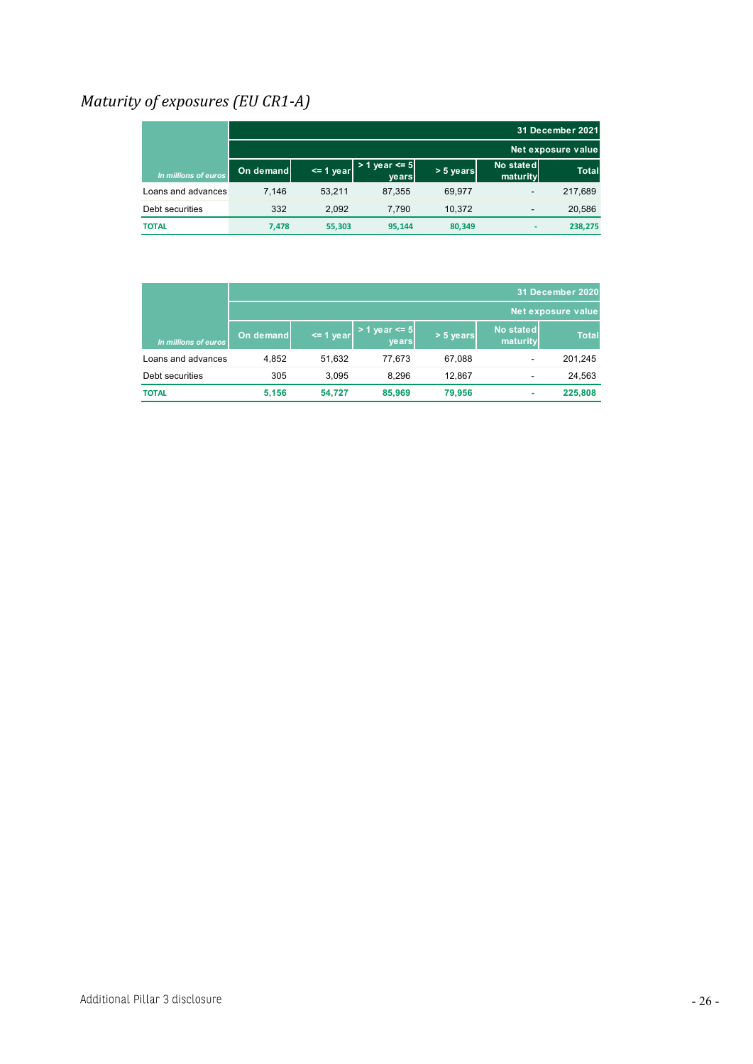## *Maturity of exposures (EU CR1-A)*

| *In millions of euros* | 31 December 2021 | | | | | |
|---|---|---|---|---|---|---|
| | Net exposure value | | | | | |
| | On demand | <= 1 year | > 1 year <= 5 years | > 5 years | No stated maturity | Total |
| Loans and advances | 7,146 | 53,211 | 87,355 | 69,977 | - | 217,689 |
| Debt securities | 332 | 2,092 | 7,790 | 10,372 | - | 20,586 |
| **TOTAL** | **7,478** | **55,303** | **95,144** | **80,349** | **-** | **238,275** |

| *In millions of euros* | 31 December 2020 | | | | | |
|---|---|---|---|---|---|---|
| | Net exposure value | | | | | |
| | On demand | <= 1 year | > 1 year <= 5 years | > 5 years | No stated maturity | Total |
| Loans and advances | 4,852 | 51,632 | 77,673 | 67,088 | - | 201,245 |
| Debt securities | 305 | 3,095 | 8,296 | 12,867 | - | 24,563 |
| **TOTAL** | **5,156** | **54,727** | **85,969** | **79,956** | **-** | **225,808** |